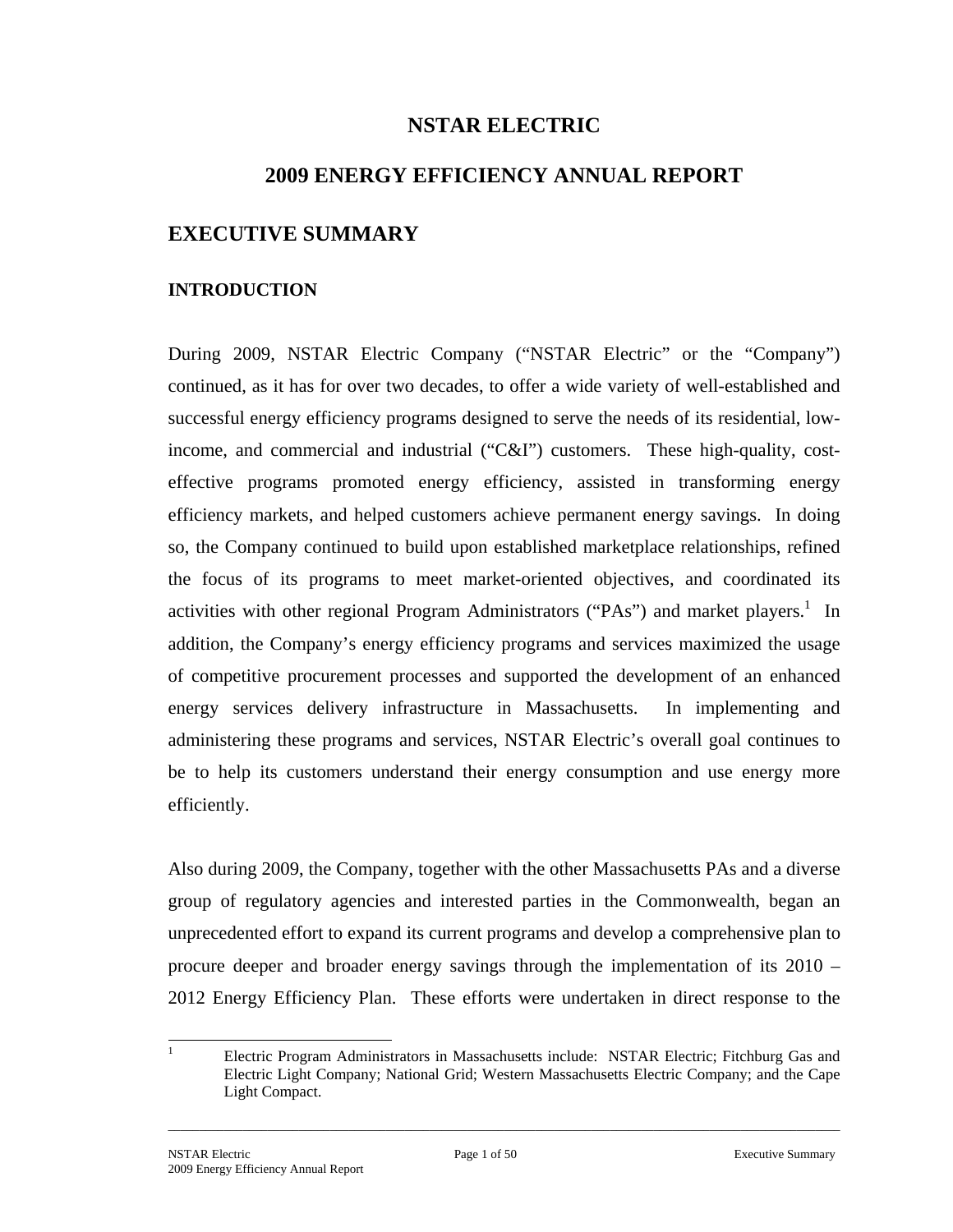# NSTAR ELECTRIC

# 2009 ENERGY EFFICIENCY ANNUAL REPORT

## EXECUTIVE SUMMARY

### INTRODUCTION

During 2009, NSTAR Electric Company ("NSTAR Electric" or the "Company") continued, as it has for over two decades, to offer a wide variety of well-established and successful energy efficiency programs designed to serve the needs of its residential, low-income, and commercial and industrial ("C&I") customers. These high-quality, cost-effective programs promoted energy efficiency, assisted in transforming energy efficiency markets, and helped customers achieve permanent energy savings. In doing so, the Company continued to build upon established marketplace relationships, refined the focus of its programs to meet market-oriented objectives, and coordinated its activities with other regional Program Administrators ("PAs") and market players.[1] In addition, the Company's energy efficiency programs and services maximized the usage of competitive procurement processes and supported the development of an enhanced energy services delivery infrastructure in Massachusetts. In implementing and administering these programs and services, NSTAR Electric's overall goal continues to be to help its customers understand their energy consumption and use energy more efficiently.

Also during 2009, the Company, together with the other Massachusetts PAs and a diverse group of regulatory agencies and interested parties in the Commonwealth, began an unprecedented effort to expand its current programs and develop a comprehensive plan to procure deeper and broader energy savings through the implementation of its 2010 – 2012 Energy Efficiency Plan. These efforts were undertaken in direct response to the

[1] Electric Program Administrators in Massachusetts include: NSTAR Electric; Fitchburg Gas and Electric Light Company; National Grid; Western Massachusetts Electric Company; and the Cape Light Compact.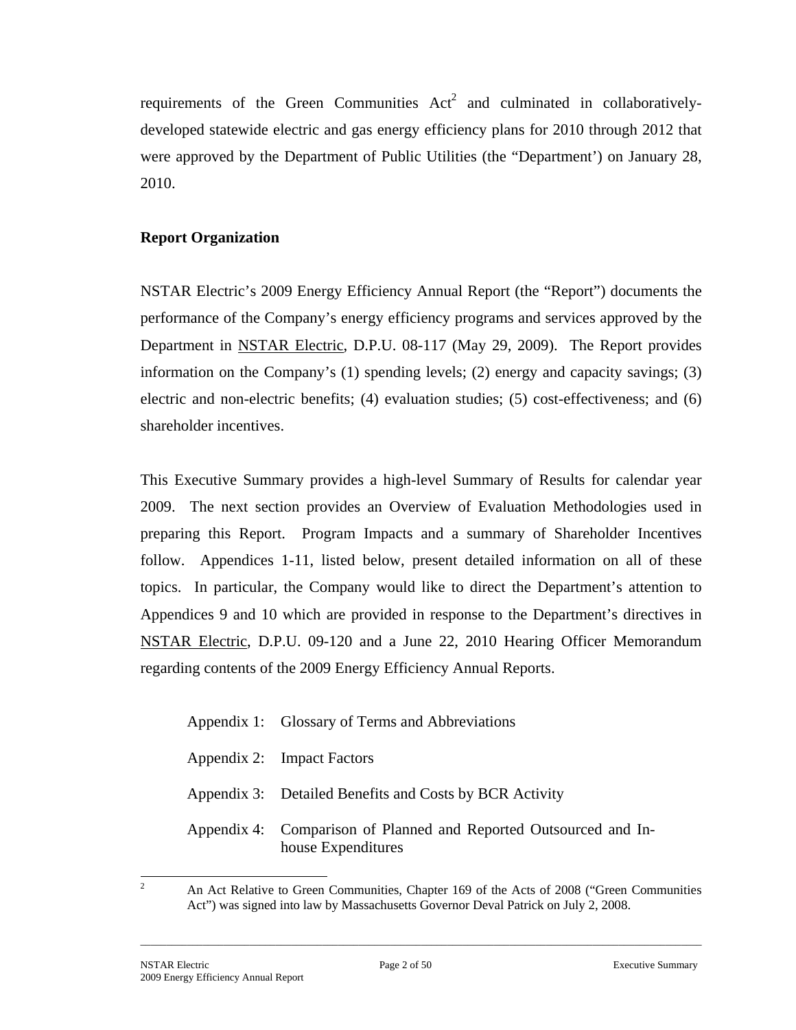requirements of the Green Communities Act[2] and culminated in collaboratively-developed statewide electric and gas energy efficiency plans for 2010 through 2012 that were approved by the Department of Public Utilities (the "Department') on January 28, 2010.

**Report Organization**

NSTAR Electric's 2009 Energy Efficiency Annual Report (the "Report") documents the performance of the Company's energy efficiency programs and services approved by the Department in NSTAR Electric, D.P.U. 08-117 (May 29, 2009). The Report provides information on the Company's (1) spending levels; (2) energy and capacity savings; (3) electric and non-electric benefits; (4) evaluation studies; (5) cost-effectiveness; and (6) shareholder incentives.

This Executive Summary provides a high-level Summary of Results for calendar year 2009. The next section provides an Overview of Evaluation Methodologies used in preparing this Report. Program Impacts and a summary of Shareholder Incentives follow. Appendices 1-11, listed below, present detailed information on all of these topics. In particular, the Company would like to direct the Department's attention to Appendices 9 and 10 which are provided in response to the Department's directives in NSTAR Electric, D.P.U. 09-120 and a June 22, 2010 Hearing Officer Memorandum regarding contents of the 2009 Energy Efficiency Annual Reports.

- Appendix 1: Glossary of Terms and Abbreviations
- Appendix 2: Impact Factors
- Appendix 3: Detailed Benefits and Costs by BCR Activity
- Appendix 4: Comparison of Planned and Reported Outsourced and In-house Expenditures

[2] An Act Relative to Green Communities, Chapter 169 of the Acts of 2008 ("Green Communities Act") was signed into law by Massachusetts Governor Deval Patrick on July 2, 2008.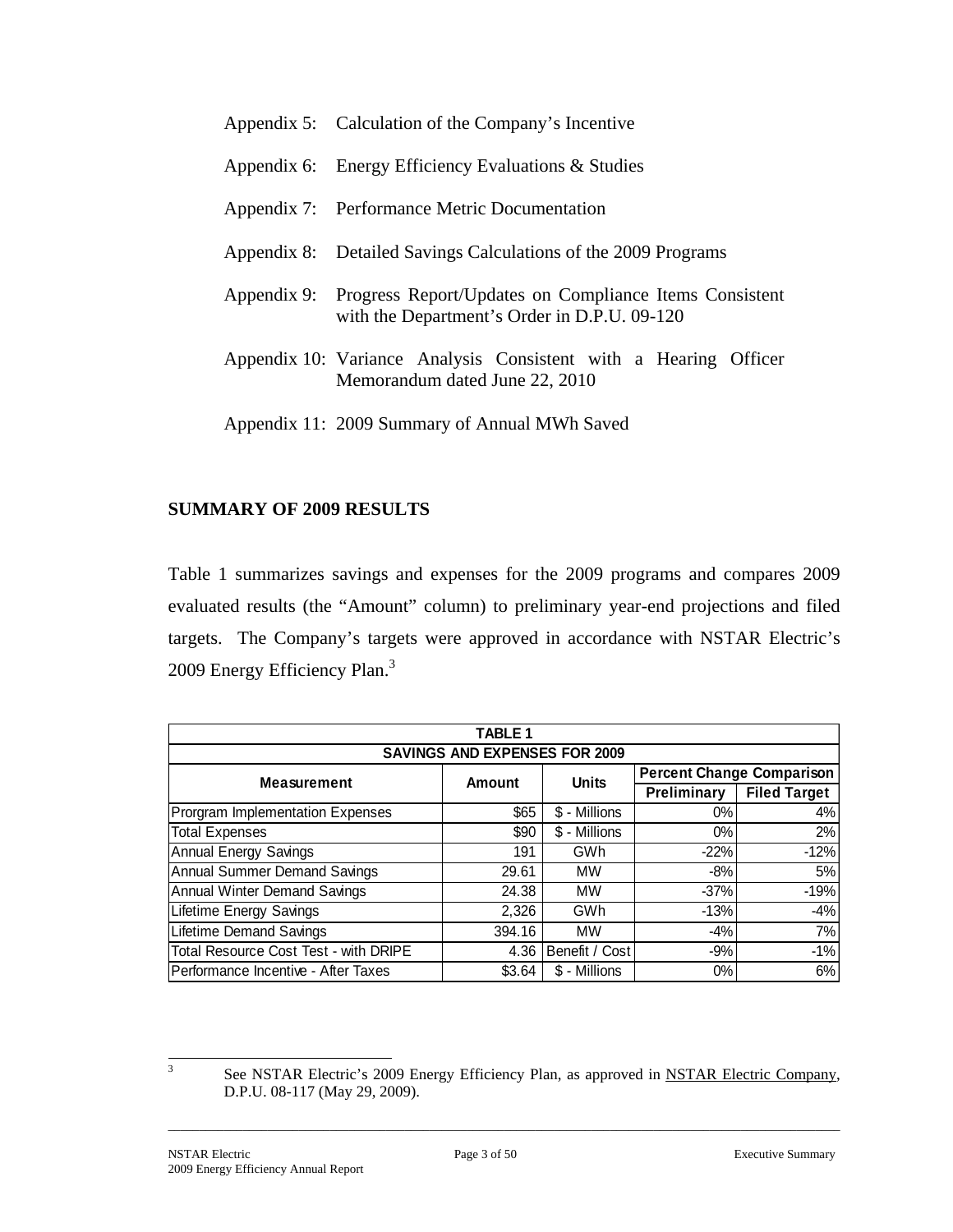Appendix 5: Calculation of the Company's Incentive

Appendix 6: Energy Efficiency Evaluations & Studies

Appendix 7: Performance Metric Documentation

Appendix 8: Detailed Savings Calculations of the 2009 Programs

Appendix 9: Progress Report/Updates on Compliance Items Consistent with the Department's Order in D.P.U. 09-120

Appendix 10: Variance Analysis Consistent with a Hearing Officer Memorandum dated June 22, 2010

Appendix 11: 2009 Summary of Annual MWh Saved

## SUMMARY OF 2009 RESULTS

Table 1 summarizes savings and expenses for the 2009 programs and compares 2009 evaluated results (the "Amount" column) to preliminary year-end projections and filed targets. The Company's targets were approved in accordance with NSTAR Electric's 2009 Energy Efficiency Plan.[3]

**TABLE 1**
**SAVINGS AND EXPENSES FOR 2009**

| Measurement | Amount | Units | Percent Change Comparison | |
|---|---|---|---|---|
| | | | Preliminary | Filed Target |
| Prorgram Implementation Expenses | $65 | $ - Millions | 0% | 4% |
| Total Expenses | $90 | $ - Millions | 0% | 2% |
| Annual Energy Savings | 191 | GWh | -22% | -12% |
| Annual Summer Demand Savings | 29.61 | MW | -8% | 5% |
| Annual Winter Demand Savings | 24.38 | MW | -37% | -19% |
| Lifetime Energy Savings | 2,326 | GWh | -13% | -4% |
| Lifetime Demand Savings | 394.16 | MW | -4% | 7% |
| Total Resource Cost Test - with DRIPE | 4.36 | Benefit / Cost | -9% | -1% |
| Performance Incentive - After Taxes | $3.64 | $ - Millions | 0% | 6% |

[3] See NSTAR Electric's 2009 Energy Efficiency Plan, as approved in NSTAR Electric Company, D.P.U. 08-117 (May 29, 2009).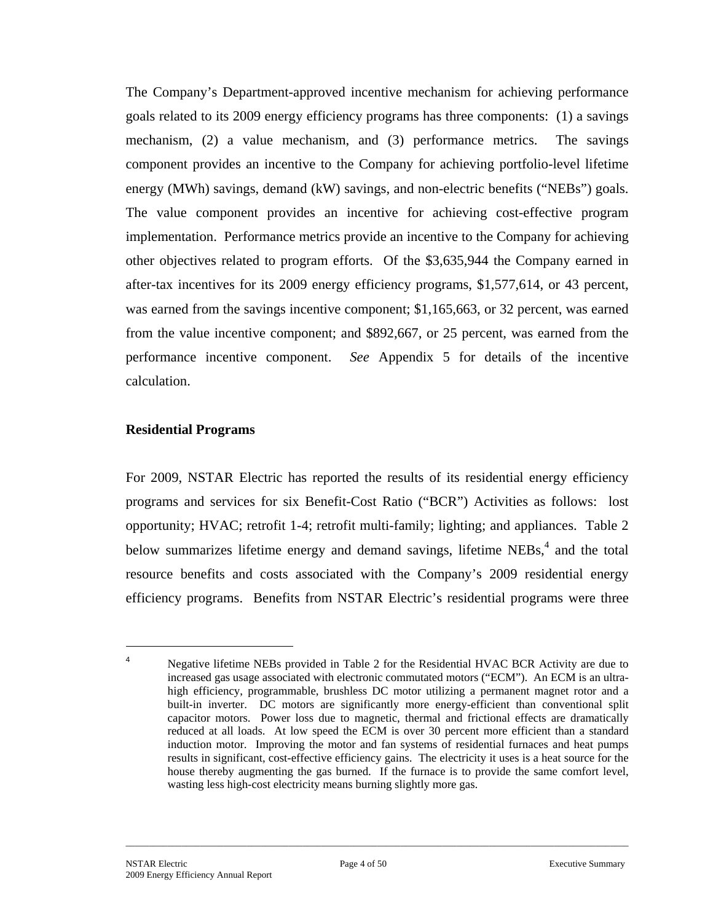The Company's Department-approved incentive mechanism for achieving performance goals related to its 2009 energy efficiency programs has three components: (1) a savings mechanism, (2) a value mechanism, and (3) performance metrics. The savings component provides an incentive to the Company for achieving portfolio-level lifetime energy (MWh) savings, demand (kW) savings, and non-electric benefits ("NEBs") goals. The value component provides an incentive for achieving cost-effective program implementation. Performance metrics provide an incentive to the Company for achieving other objectives related to program efforts. Of the $3,635,944 the Company earned in after-tax incentives for its 2009 energy efficiency programs, $1,577,614, or 43 percent, was earned from the savings incentive component; $1,165,663, or 32 percent, was earned from the value incentive component; and $892,667, or 25 percent, was earned from the performance incentive component. *See* Appendix 5 for details of the incentive calculation.

## Residential Programs

For 2009, NSTAR Electric has reported the results of its residential energy efficiency programs and services for six Benefit-Cost Ratio ("BCR") Activities as follows: lost opportunity; HVAC; retrofit 1-4; retrofit multi-family; lighting; and appliances. Table 2 below summarizes lifetime energy and demand savings, lifetime NEBs,[4] and the total resource benefits and costs associated with the Company's 2009 residential energy efficiency programs. Benefits from NSTAR Electric's residential programs were three

[4] Negative lifetime NEBs provided in Table 2 for the Residential HVAC BCR Activity are due to increased gas usage associated with electronic commutated motors ("ECM"). An ECM is an ultra-high efficiency, programmable, brushless DC motor utilizing a permanent magnet rotor and a built-in inverter. DC motors are significantly more energy-efficient than conventional split capacitor motors. Power loss due to magnetic, thermal and frictional effects are dramatically reduced at all loads. At low speed the ECM is over 30 percent more efficient than a standard induction motor. Improving the motor and fan systems of residential furnaces and heat pumps results in significant, cost-effective efficiency gains. The electricity it uses is a heat source for the house thereby augmenting the gas burned. If the furnace is to provide the same comfort level, wasting less high-cost electricity means burning slightly more gas.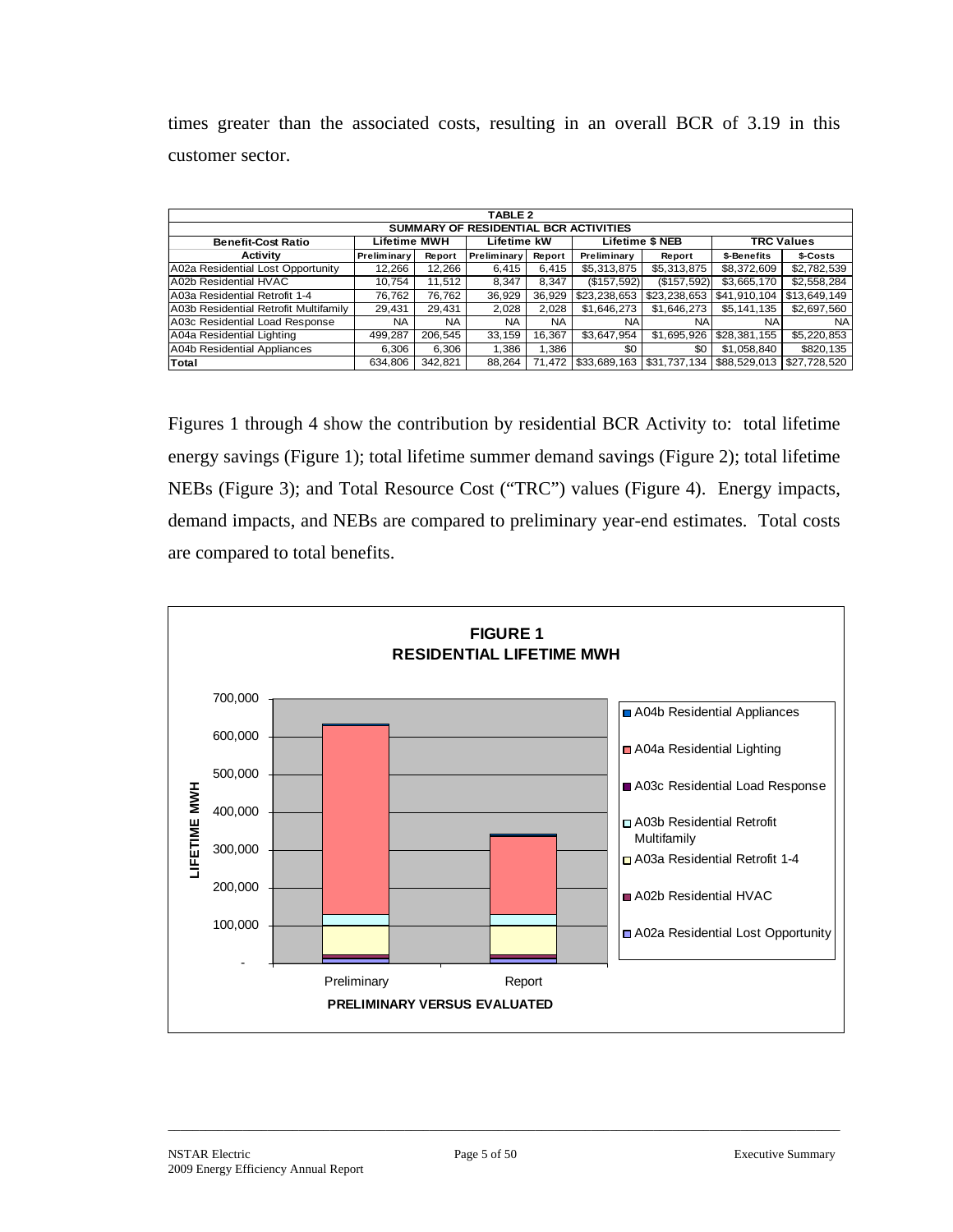times greater than the associated costs, resulting in an overall BCR of 3.19 in this customer sector.

| TABLE 2 | | | | | | | | |
|---|---|---|---|---|---|---|---|---|
| **SUMMARY OF RESIDENTIAL BCR ACTIVITIES** | | | | | | | | |
| **Benefit-Cost Ratio** | **Lifetime MWH** | | **Lifetime kW** | | **Lifetime $ NEB** | | **TRC Values** | |
| **Activity** | **Preliminary** | **Report** | **Preliminary** | **Report** | **Preliminary** | **Report** | **$-Benefits** | **$-Costs** |
| A02a Residential Lost Opportunity | 12,266 | 12,266 | 6,415 | 6,415 | $5,313,875 | $5,313,875 | $8,372,609 | $2,782,539 |
| A02b Residential HVAC | 10,754 | 11,512 | 8,347 | 8,347 | ($157,592) | ($157,592) | $3,665,170 | $2,558,284 |
| A03a Residential Retrofit 1-4 | 76,762 | 76,762 | 36,929 | 36,929 | $23,238,653 | $23,238,653 | $41,910,104 | $13,649,149 |
| A03b Residential Retrofit Multifamily | 29,431 | 29,431 | 2,028 | 2,028 | $1,646,273 | $1,646,273 | $5,141,135 | $2,697,560 |
| A03c Residential Load Response | NA | NA | NA | NA | NA | NA | NA | NA |
| A04a Residential Lighting | 499,287 | 206,545 | 33,159 | 16,367 | $3,647,954 | $1,695,926 | $28,381,155 | $5,220,853 |
| A04b Residential Appliances | 6,306 | 6,306 | 1,386 | 1,386 | $0 | $0 | $1,058,840 | $820,135 |
| **Total** | 634,806 | 342,821 | 88,264 | 71,472 | $33,689,163 | $31,737,134 | $88,529,013 | $27,728,520 |

Figures 1 through 4 show the contribution by residential BCR Activity to: total lifetime energy savings (Figure 1); total lifetime summer demand savings (Figure 2); total lifetime NEBs (Figure 3); and Total Resource Cost ("TRC") values (Figure 4). Energy impacts, demand impacts, and NEBs are compared to preliminary year-end estimates. Total costs are compared to total benefits.

**FIGURE 1**
**RESIDENTIAL LIFETIME MWH**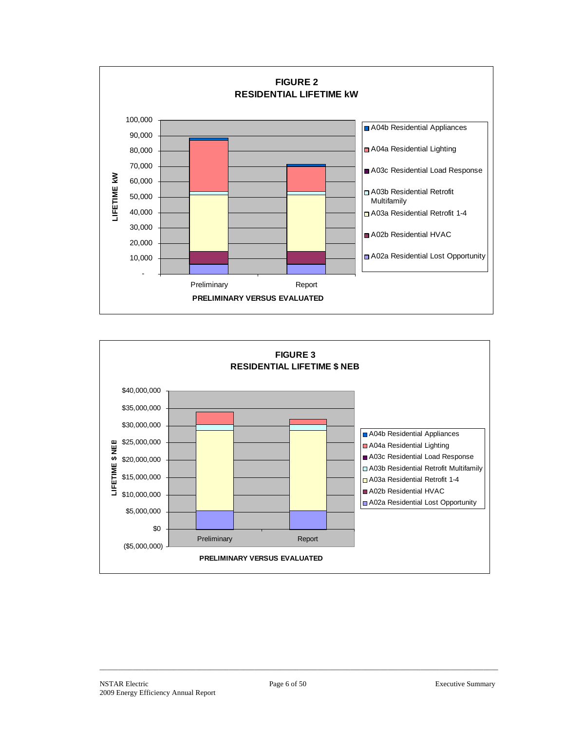**FIGURE 2**
**RESIDENTIAL LIFETIME kW**

LIFETIME kW

100,000
90,000
80,000
70,000
60,000
50,000
40,000
30,000
20,000
10,000
-

Preliminary | Report

**PRELIMINARY VERSUS EVALUATED**

- A04b Residential Appliances
- A04a Residential Lighting
- A03c Residential Load Response
- A03b Residential Retrofit Multifamily
- A03a Residential Retrofit 1-4
- A02b Residential HVAC
- A02a Residential Lost Opportunity

**FIGURE 3**
**RESIDENTIAL LIFETIME $ NEB**

LIFETIME $ NEB

$40,000,000
$35,000,000
$30,000,000
$25,000,000
$20,000,000
$15,000,000
$10,000,000
$5,000,000
$0
($5,000,000)

Preliminary | Report

**PRELIMINARY VERSUS EVALUATED**

- A04b Residential Appliances
- A04a Residential Lighting
- A03c Residential Load Response
- A03b Residential Retrofit Multifamily
- A03a Residential Retrofit 1-4
- A02b Residential HVAC
- A02a Residential Lost Opportunity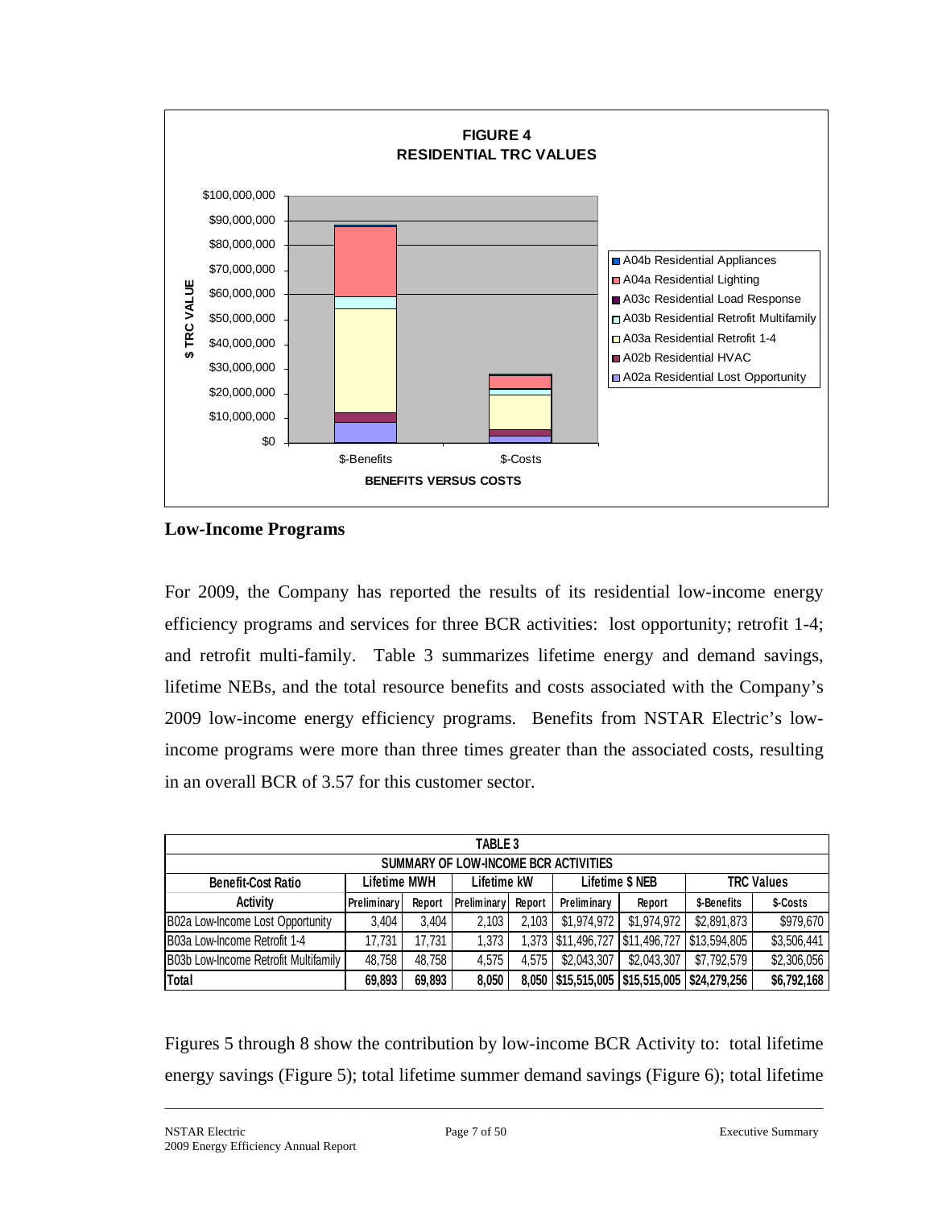**FIGURE 4**
**RESIDENTIAL TRC VALUES**

## Low-Income Programs

For 2009, the Company has reported the results of its residential low-income energy efficiency programs and services for three BCR activities: lost opportunity; retrofit 1-4; and retrofit multi-family. Table 3 summarizes lifetime energy and demand savings, lifetime NEBs, and the total resource benefits and costs associated with the Company's 2009 low-income energy efficiency programs. Benefits from NSTAR Electric's low-income programs were more than three times greater than the associated costs, resulting in an overall BCR of 3.57 for this customer sector.

**TABLE 3**
**SUMMARY OF LOW-INCOME BCR ACTIVITIES**

| Benefit-Cost Ratio | Lifetime MWH | | Lifetime kW | | Lifetime $ NEB | | TRC Values | |
|---|---|---|---|---|---|---|---|---|
| Activity | Preliminary | Report | Preliminary | Report | Preliminary | Report | $-Benefits | $-Costs |
| B02a Low-Income Lost Opportunity | 3,404 | 3,404 | 2,103 | 2,103 | $1,974,972 | $1,974,972 | $2,891,873 | $979,670 |
| B03a Low-Income Retrofit 1-4 | 17,731 | 17,731 | 1,373 | 1,373 | $11,496,727 | $11,496,727 | $13,594,805 | $3,506,441 |
| B03b Low-Income Retrofit Multifamily | 48,758 | 48,758 | 4,575 | 4,575 | $2,043,307 | $2,043,307 | $7,792,579 | $2,306,056 |
| **Total** | **69,893** | **69,893** | **8,050** | **8,050** | **$15,515,005** | **$15,515,005** | **$24,279,256** | **$6,792,168** |

Figures 5 through 8 show the contribution by low-income BCR Activity to: total lifetime energy savings (Figure 5); total lifetime summer demand savings (Figure 6); total lifetime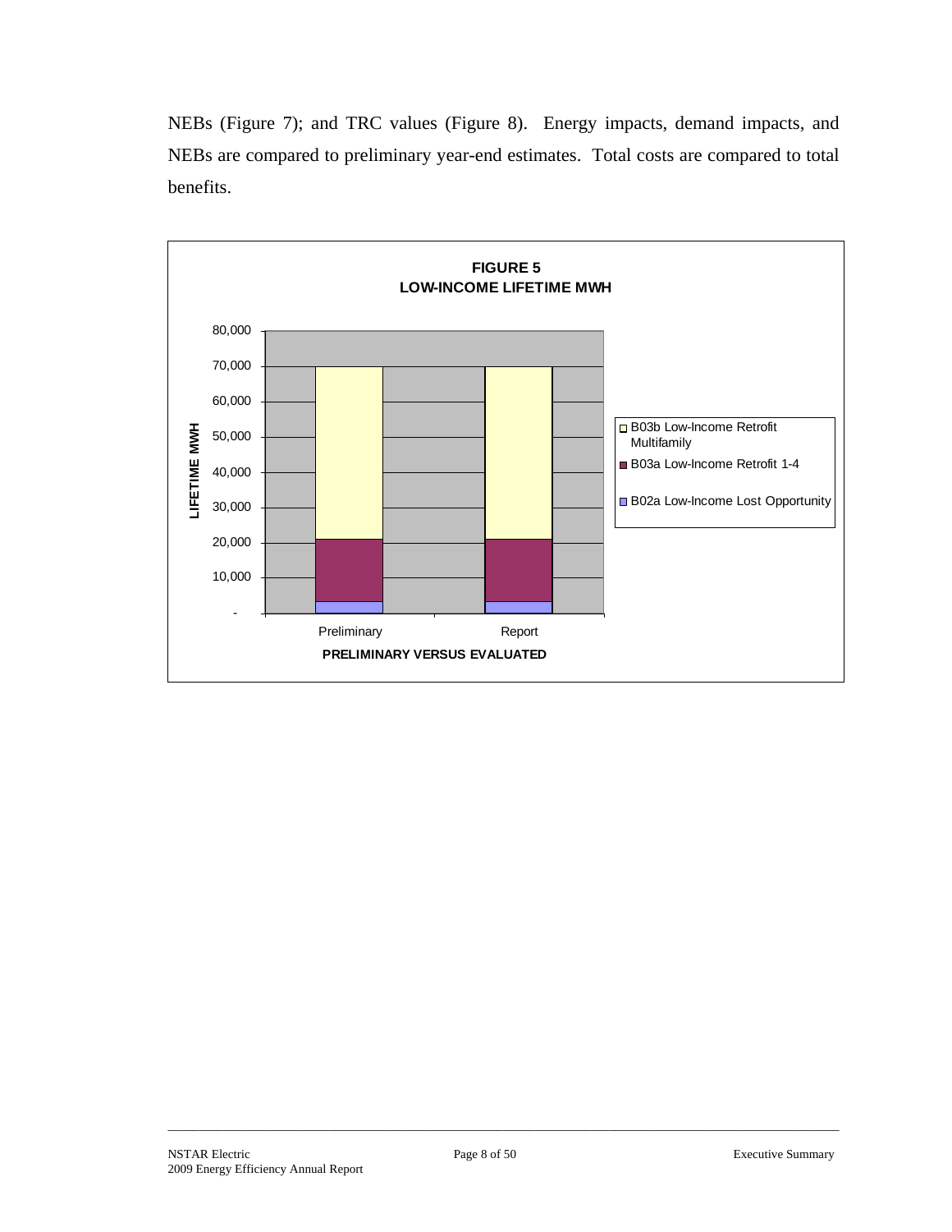NEBs (Figure 7); and TRC values (Figure 8). Energy impacts, demand impacts, and NEBs are compared to preliminary year-end estimates. Total costs are compared to total benefits.

**FIGURE 5**
**LOW-INCOME LIFETIME MWH**

LIFETIME MWH

80,000
70,000
60,000
50,000
40,000
30,000
20,000
10,000
-

Preliminary Report

PRELIMINARY VERSUS EVALUATED

- B03b Low-Income Retrofit Multifamily
- B03a Low-Income Retrofit 1-4
- B02a Low-Income Lost Opportunity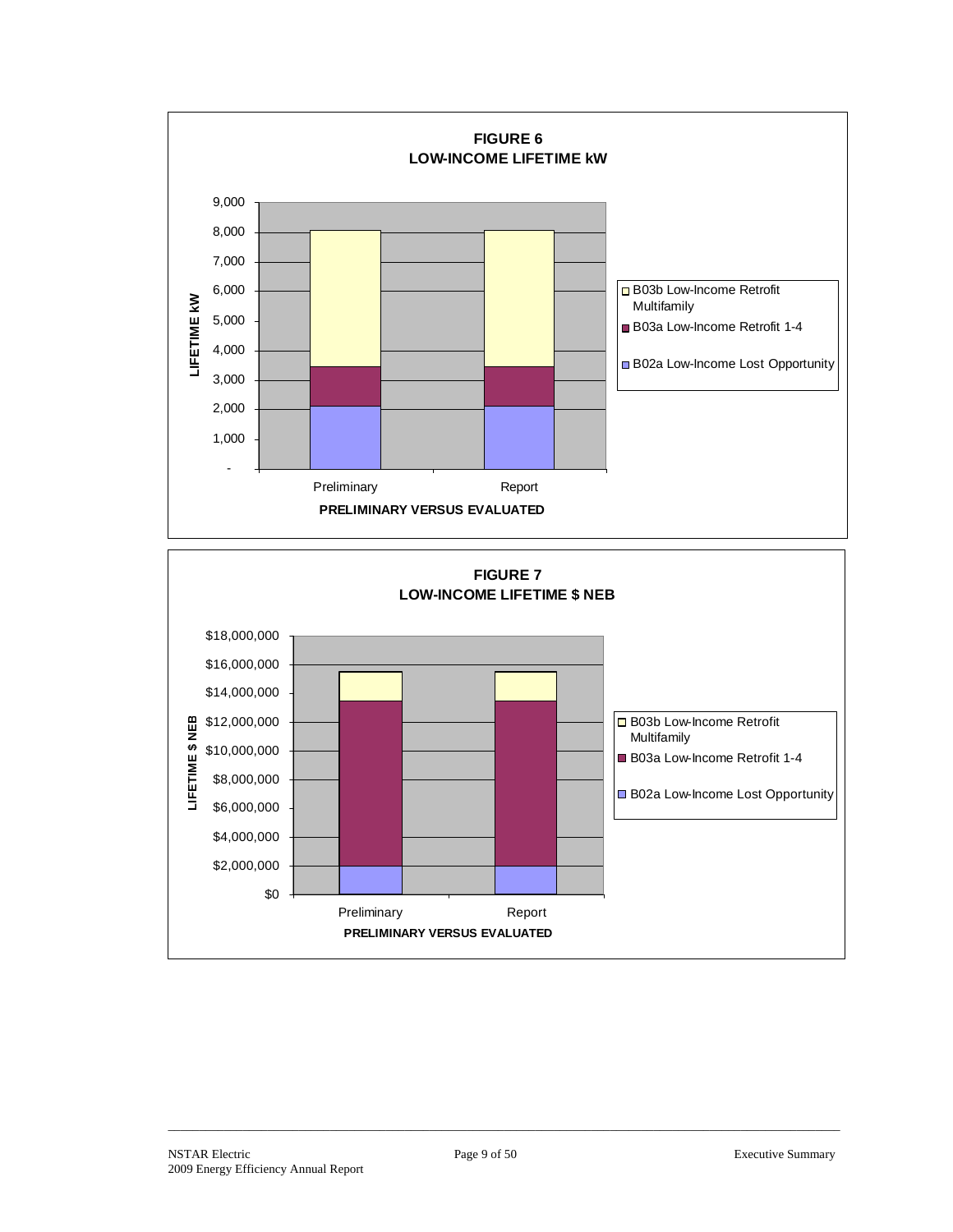**FIGURE 6**
**LOW-INCOME LIFETIME kW**

**FIGURE 7**
**LOW-INCOME LIFETIME $ NEB**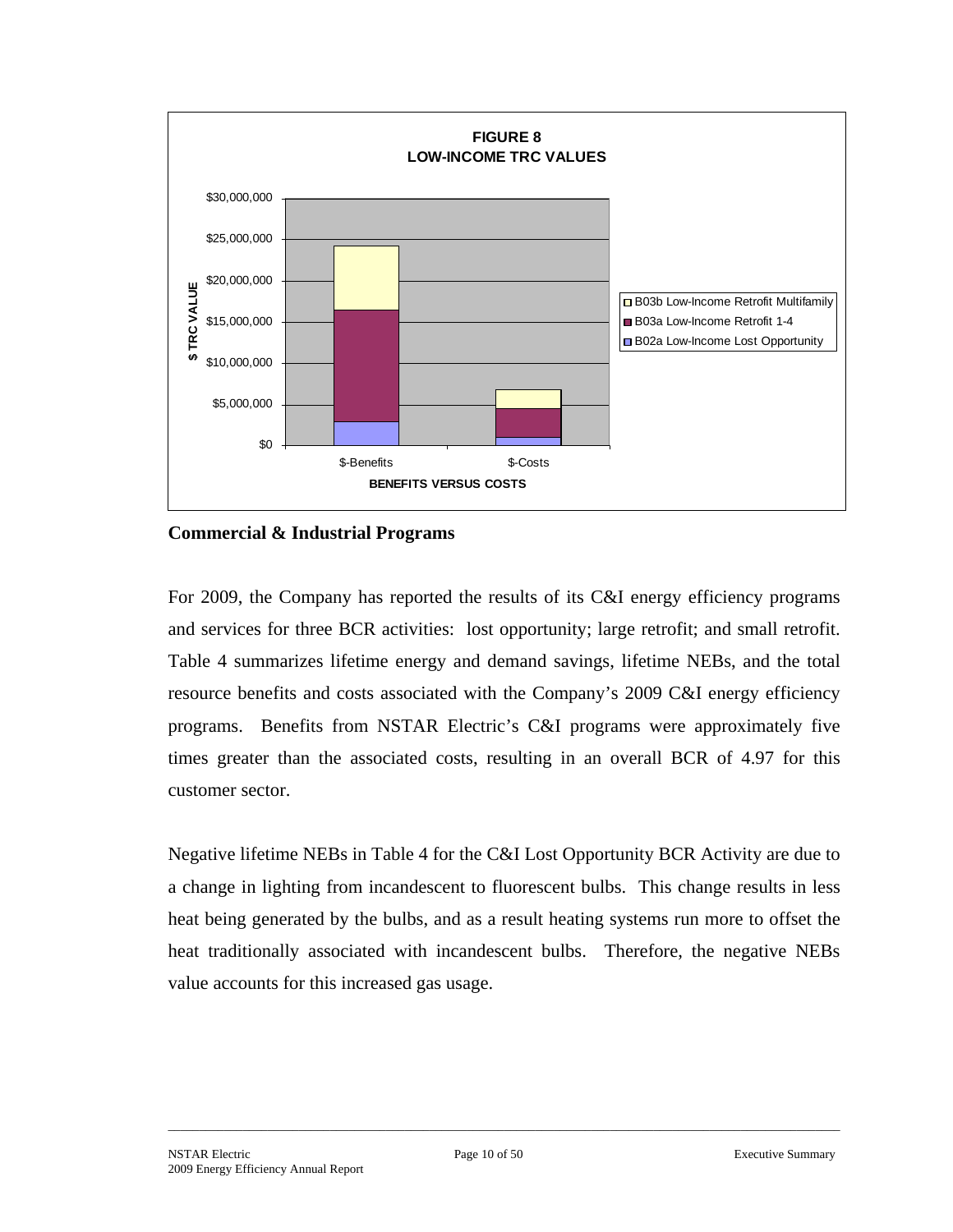**FIGURE 8**
**LOW-INCOME TRC VALUES**

## Commercial & Industrial Programs

For 2009, the Company has reported the results of its C&I energy efficiency programs and services for three BCR activities: lost opportunity; large retrofit; and small retrofit. Table 4 summarizes lifetime energy and demand savings, lifetime NEBs, and the total resource benefits and costs associated with the Company's 2009 C&I energy efficiency programs. Benefits from NSTAR Electric's C&I programs were approximately five times greater than the associated costs, resulting in an overall BCR of 4.97 for this customer sector.

Negative lifetime NEBs in Table 4 for the C&I Lost Opportunity BCR Activity are due to a change in lighting from incandescent to fluorescent bulbs. This change results in less heat being generated by the bulbs, and as a result heating systems run more to offset the heat traditionally associated with incandescent bulbs. Therefore, the negative NEBs value accounts for this increased gas usage.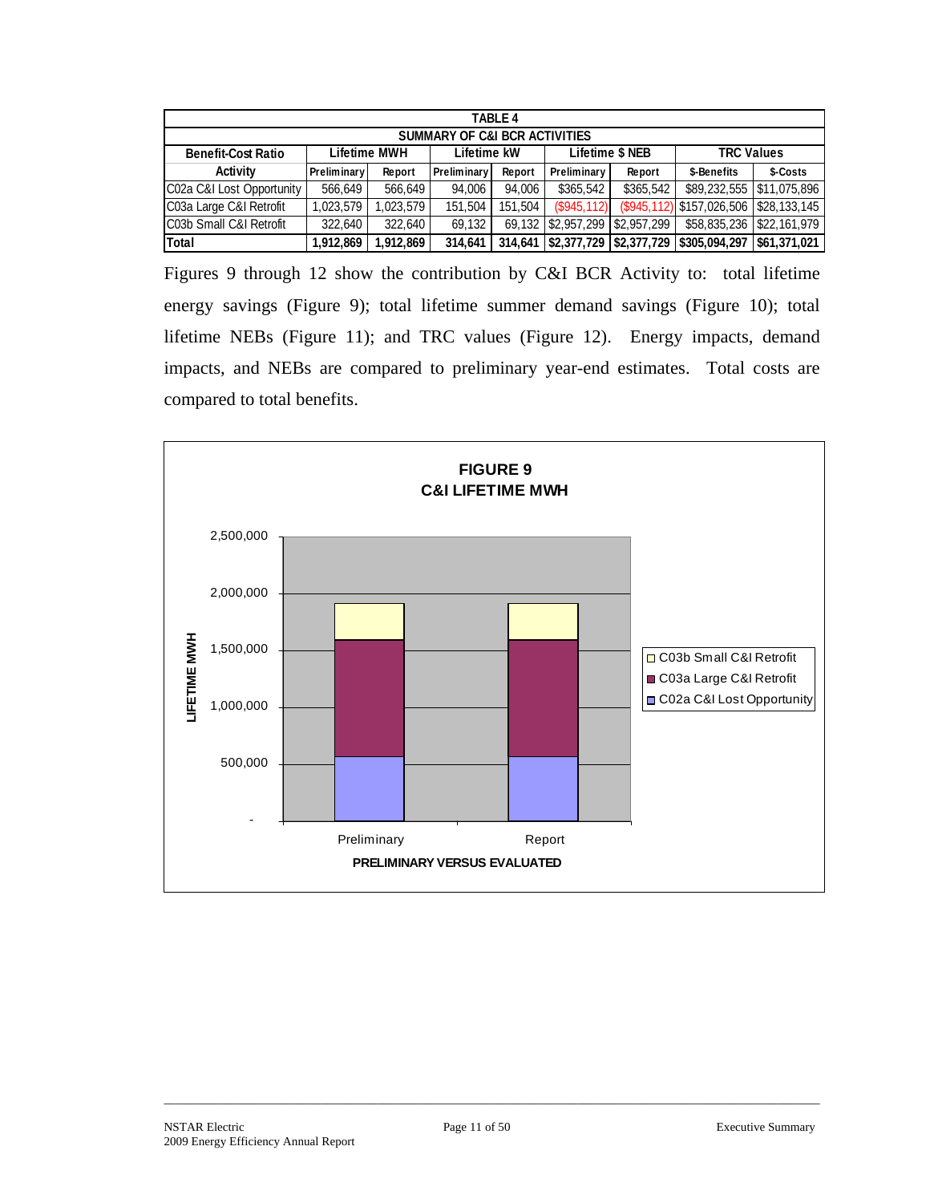| TABLE 4 | | | | | | | | |
|---|---|---|---|---|---|---|---|---|
| SUMMARY OF C&I BCR ACTIVITIES | | | | | | | | |
| Benefit-Cost Ratio | Lifetime MWH | | Lifetime kW | | Lifetime $ NEB | | TRC Values | |
| Activity | Preliminary | Report | Preliminary | Report | Preliminary | Report | $-Benefits | $-Costs |
| C02a C&I Lost Opportunity | 566,649 | 566,649 | 94,006 | 94,006 | $365,542 | $365,542 | $89,232,555 | $11,075,896 |
| C03a Large C&I Retrofit | 1,023,579 | 1,023,579 | 151,504 | 151,504 | ($945,112) | ($945,112) | $157,026,506 | $28,133,145 |
| C03b Small C&I Retrofit | 322,640 | 322,640 | 69,132 | 69,132 | $2,957,299 | $2,957,299 | $58,835,236 | $22,161,979 |
| **Total** | **1,912,869** | **1,912,869** | **314,641** | **314,641** | **$2,377,729** | **$2,377,729** | **$305,094,297** | **$61,371,021** |

Figures 9 through 12 show the contribution by C&I BCR Activity to: total lifetime energy savings (Figure 9); total lifetime summer demand savings (Figure 10); total lifetime NEBs (Figure 11); and TRC values (Figure 12). Energy impacts, demand impacts, and NEBs are compared to preliminary year-end estimates. Total costs are compared to total benefits.

**FIGURE 9**
**C&I LIFETIME MWH**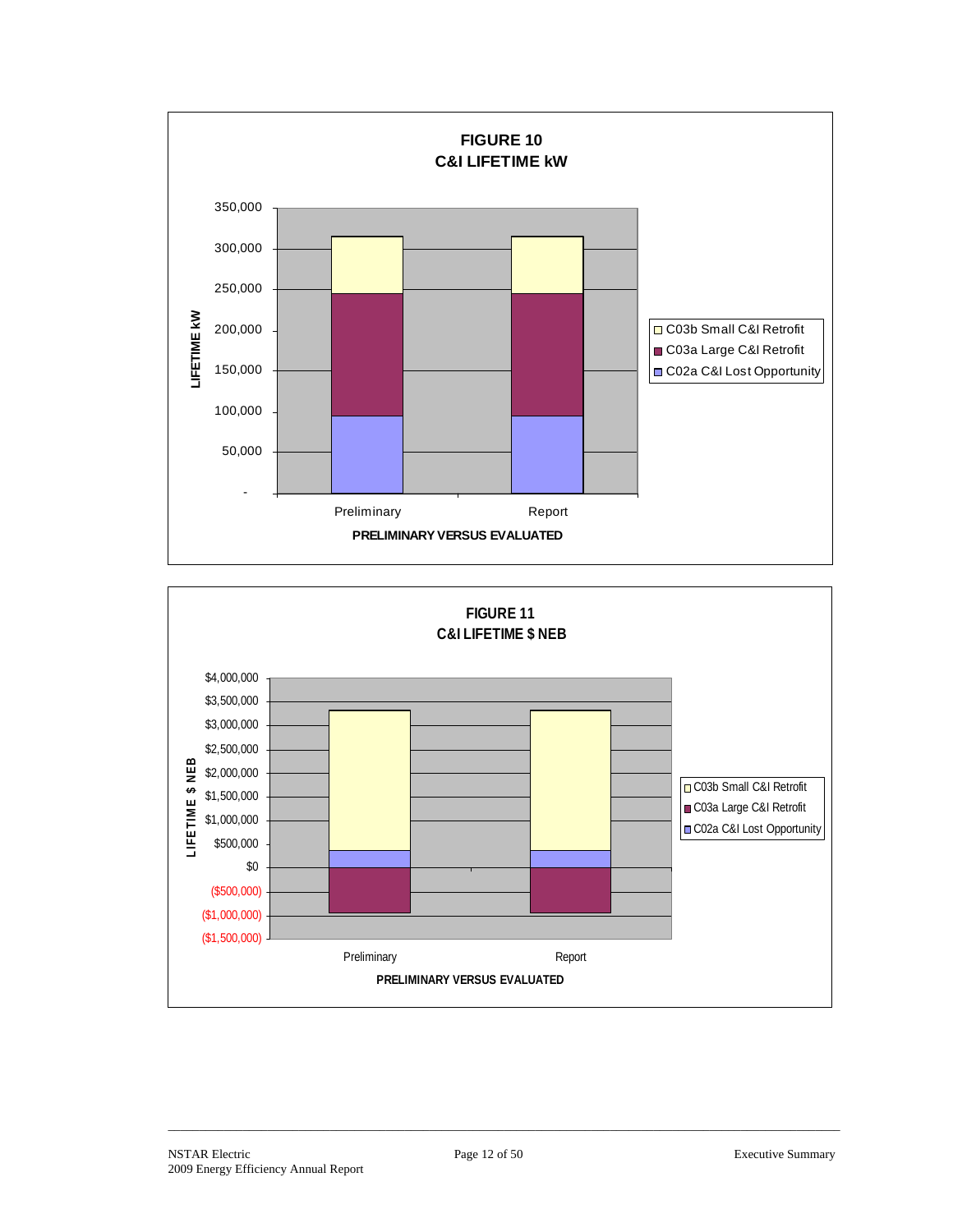**FIGURE 10**
**C&I LIFETIME kW**

LIFETIME kW

350,000
300,000
250,000
200,000
150,000
100,000
50,000
-

Preliminary | Report

PRELIMINARY VERSUS EVALUATED

- C03b Small C&I Retrofit
- C03a Large C&I Retrofit
- C02a C&I Lost Opportunity

**FIGURE 11**
**C&I LIFETIME $ NEB**

LIFETIME $ NEB

$4,000,000
$3,500,000
$3,000,000
$2,500,000
$2,000,000
$1,500,000
$1,000,000
$500,000
$0
($500,000)
($1,000,000)
($1,500,000)

Preliminary | Report

PRELIMINARY VERSUS EVALUATED

- C03b Small C&I Retrofit
- C03a Large C&I Retrofit
- C02a C&I Lost Opportunity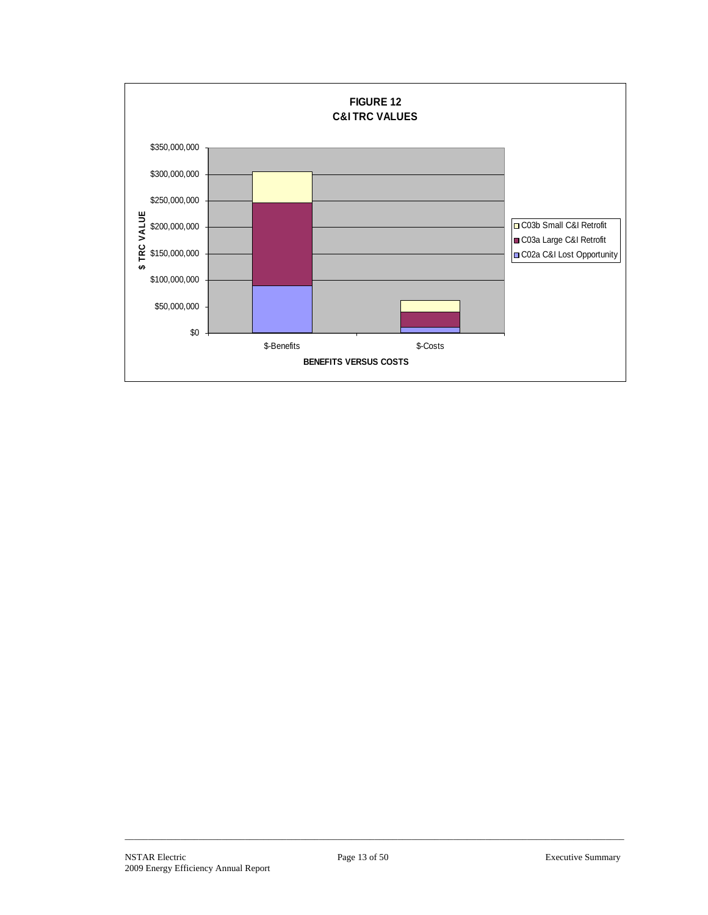**FIGURE 12**
**C&I TRC VALUES**

$ TRC VALUE

$350,000,000
$300,000,000
$250,000,000
$200,000,000
$150,000,000
$100,000,000
$50,000,000
$0

$-Benefits
$-Costs

**BENEFITS VERSUS COSTS**

- C03b Small C&I Retrofit
- C03a Large C&I Retrofit
- C02a C&I Lost Opportunity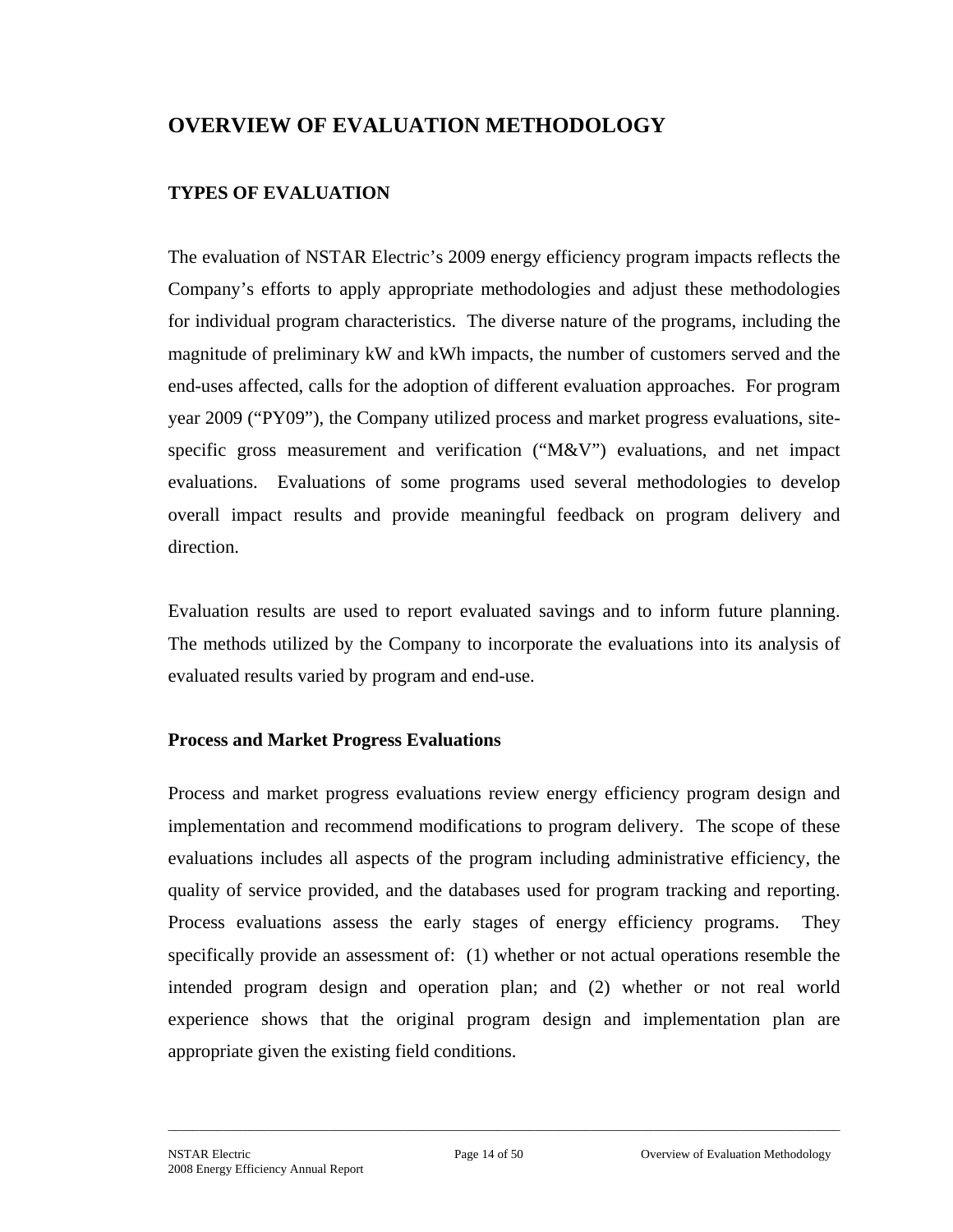# OVERVIEW OF EVALUATION METHODOLOGY

## TYPES OF EVALUATION

The evaluation of NSTAR Electric's 2009 energy efficiency program impacts reflects the Company's efforts to apply appropriate methodologies and adjust these methodologies for individual program characteristics. The diverse nature of the programs, including the magnitude of preliminary kW and kWh impacts, the number of customers served and the end-uses affected, calls for the adoption of different evaluation approaches. For program year 2009 ("PY09"), the Company utilized process and market progress evaluations, site-specific gross measurement and verification ("M&V") evaluations, and net impact evaluations. Evaluations of some programs used several methodologies to develop overall impact results and provide meaningful feedback on program delivery and direction.

Evaluation results are used to report evaluated savings and to inform future planning. The methods utilized by the Company to incorporate the evaluations into its analysis of evaluated results varied by program and end-use.

### Process and Market Progress Evaluations

Process and market progress evaluations review energy efficiency program design and implementation and recommend modifications to program delivery. The scope of these evaluations includes all aspects of the program including administrative efficiency, the quality of service provided, and the databases used for program tracking and reporting. Process evaluations assess the early stages of energy efficiency programs. They specifically provide an assessment of: (1) whether or not actual operations resemble the intended program design and operation plan; and (2) whether or not real world experience shows that the original program design and implementation plan are appropriate given the existing field conditions.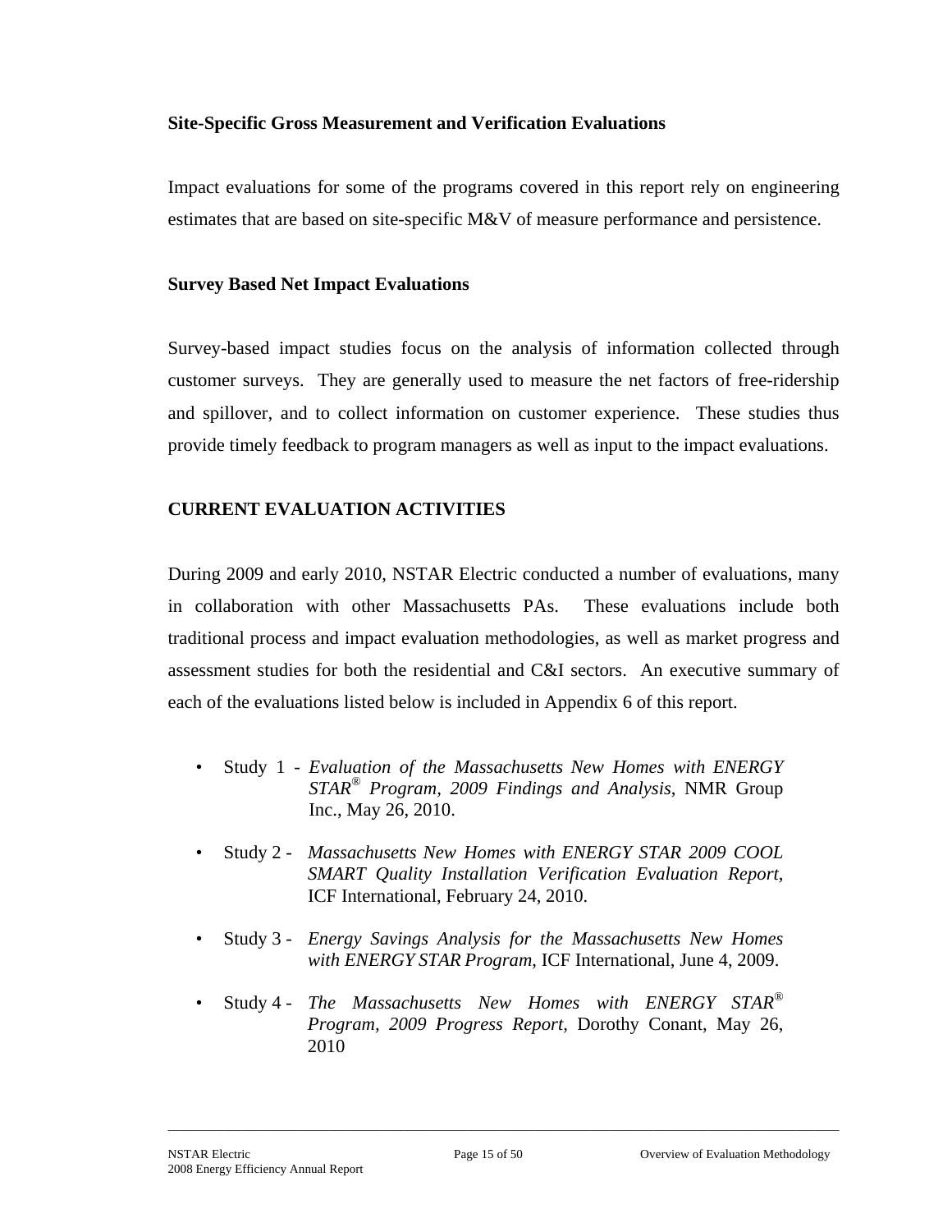**Site-Specific Gross Measurement and Verification Evaluations**

Impact evaluations for some of the programs covered in this report rely on engineering estimates that are based on site-specific M&V of measure performance and persistence.

**Survey Based Net Impact Evaluations**

Survey-based impact studies focus on the analysis of information collected through customer surveys. They are generally used to measure the net factors of free-ridership and spillover, and to collect information on customer experience. These studies thus provide timely feedback to program managers as well as input to the impact evaluations.

**CURRENT EVALUATION ACTIVITIES**

During 2009 and early 2010, NSTAR Electric conducted a number of evaluations, many in collaboration with other Massachusetts PAs. These evaluations include both traditional process and impact evaluation methodologies, as well as market progress and assessment studies for both the residential and C&I sectors. An executive summary of each of the evaluations listed below is included in Appendix 6 of this report.

- Study 1 - *Evaluation of the Massachusetts New Homes with ENERGY STAR® Program, 2009 Findings and Analysis*, NMR Group Inc., May 26, 2010.
- Study 2 - *Massachusetts New Homes with ENERGY STAR 2009 COOL SMART Quality Installation Verification Evaluation Report*, ICF International, February 24, 2010.
- Study 3 - *Energy Savings Analysis for the Massachusetts New Homes with ENERGY STAR Program*, ICF International, June 4, 2009.
- Study 4 - *The Massachusetts New Homes with ENERGY STAR® Program, 2009 Progress Report*, Dorothy Conant, May 26, 2010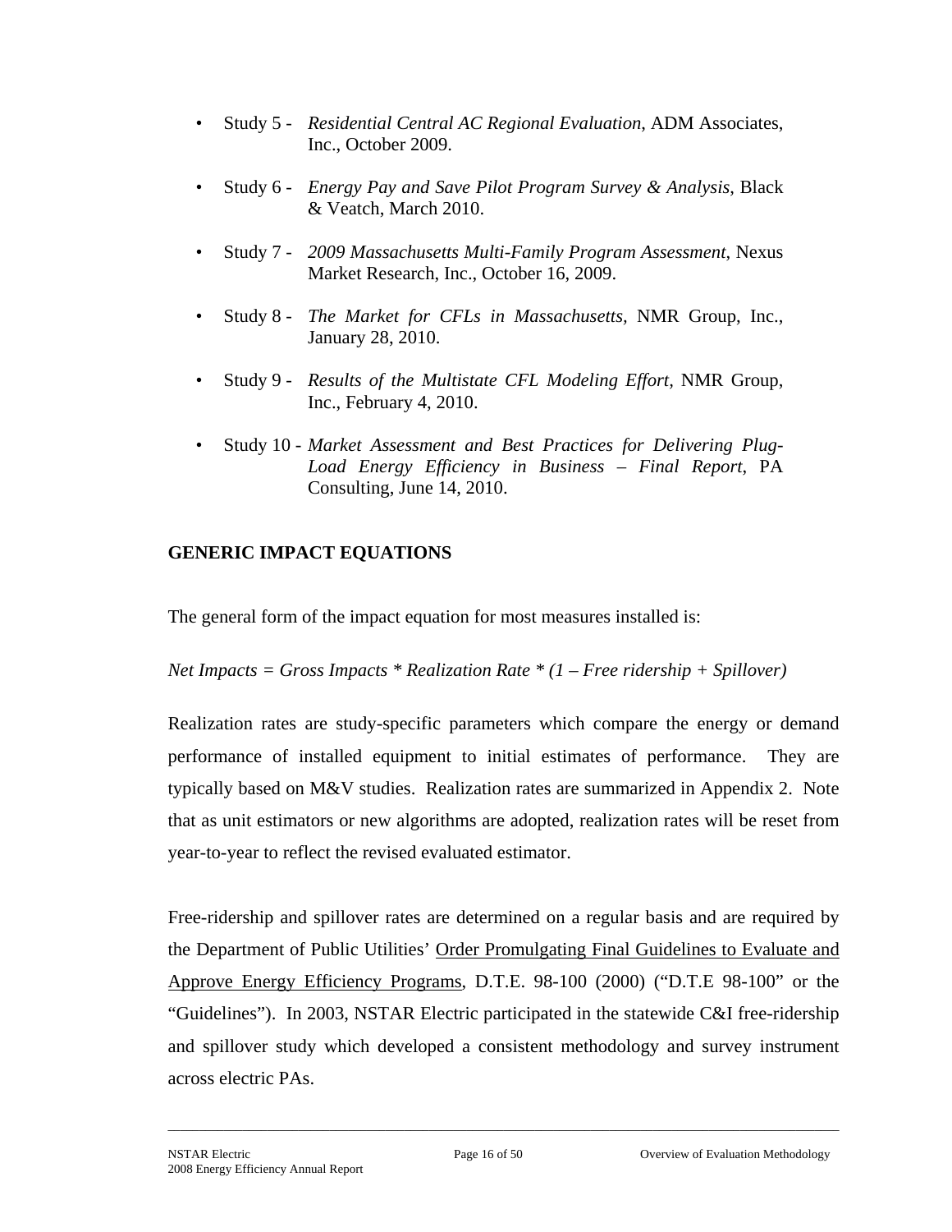- Study 5 - *Residential Central AC Regional Evaluation*, ADM Associates, Inc., October 2009.
- Study 6 - *Energy Pay and Save Pilot Program Survey & Analysis*, Black & Veatch, March 2010.
- Study 7 - *2009 Massachusetts Multi-Family Program Assessment*, Nexus Market Research, Inc., October 16, 2009.
- Study 8 - *The Market for CFLs in Massachusetts,* NMR Group, Inc., January 28, 2010.
- Study 9 - *Results of the Multistate CFL Modeling Effort*, NMR Group, Inc., February 4, 2010.
- Study 10 - *Market Assessment and Best Practices for Delivering Plug-Load Energy Efficiency in Business – Final Report*, PA Consulting, June 14, 2010.

## GENERIC IMPACT EQUATIONS

The general form of the impact equation for most measures installed is:

*Net Impacts = Gross Impacts * Realization Rate * (1 – Free ridership + Spillover)*

Realization rates are study-specific parameters which compare the energy or demand performance of installed equipment to initial estimates of performance. They are typically based on M&V studies. Realization rates are summarized in Appendix 2. Note that as unit estimators or new algorithms are adopted, realization rates will be reset from year-to-year to reflect the revised evaluated estimator.

Free-ridership and spillover rates are determined on a regular basis and are required by the Department of Public Utilities' Order Promulgating Final Guidelines to Evaluate and Approve Energy Efficiency Programs, D.T.E. 98-100 (2000) ("D.T.E 98-100" or the "Guidelines"). In 2003, NSTAR Electric participated in the statewide C&I free-ridership and spillover study which developed a consistent methodology and survey instrument across electric PAs.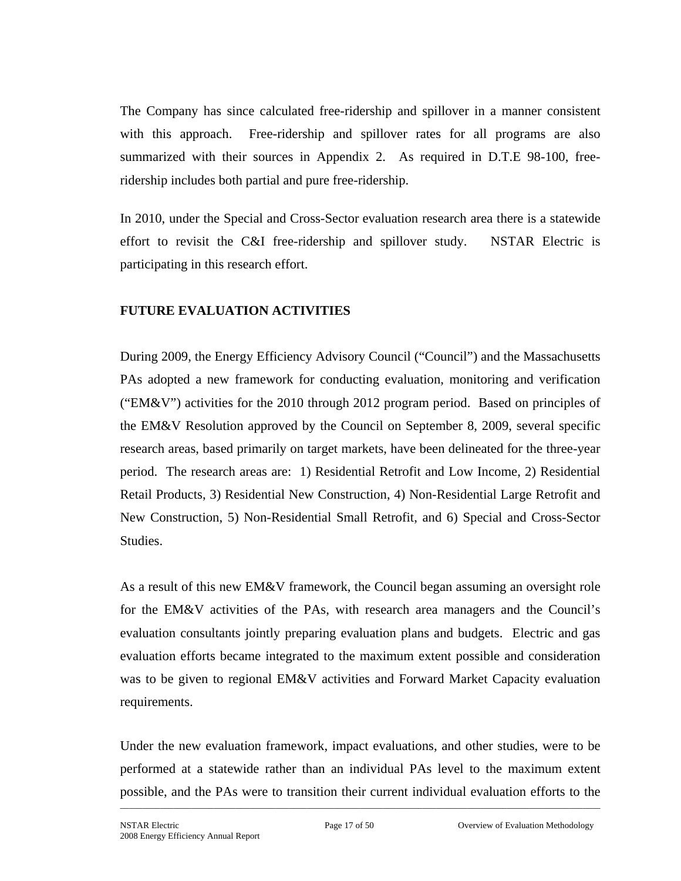The Company has since calculated free-ridership and spillover in a manner consistent with this approach. Free-ridership and spillover rates for all programs are also summarized with their sources in Appendix 2. As required in D.T.E 98-100, free-ridership includes both partial and pure free-ridership.

In 2010, under the Special and Cross-Sector evaluation research area there is a statewide effort to revisit the C&I free-ridership and spillover study. NSTAR Electric is participating in this research effort.

## FUTURE EVALUATION ACTIVITIES

During 2009, the Energy Efficiency Advisory Council ("Council") and the Massachusetts PAs adopted a new framework for conducting evaluation, monitoring and verification ("EM&V") activities for the 2010 through 2012 program period. Based on principles of the EM&V Resolution approved by the Council on September 8, 2009, several specific research areas, based primarily on target markets, have been delineated for the three-year period. The research areas are: 1) Residential Retrofit and Low Income, 2) Residential Retail Products, 3) Residential New Construction, 4) Non-Residential Large Retrofit and New Construction, 5) Non-Residential Small Retrofit, and 6) Special and Cross-Sector Studies.

As a result of this new EM&V framework, the Council began assuming an oversight role for the EM&V activities of the PAs, with research area managers and the Council's evaluation consultants jointly preparing evaluation plans and budgets. Electric and gas evaluation efforts became integrated to the maximum extent possible and consideration was to be given to regional EM&V activities and Forward Market Capacity evaluation requirements.

Under the new evaluation framework, impact evaluations, and other studies, were to be performed at a statewide rather than an individual PAs level to the maximum extent possible, and the PAs were to transition their current individual evaluation efforts to the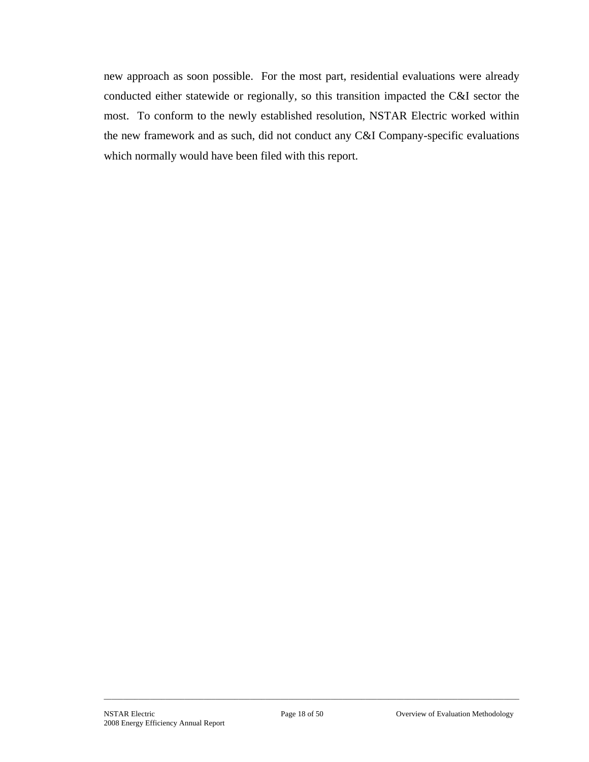new approach as soon possible. For the most part, residential evaluations were already conducted either statewide or regionally, so this transition impacted the C&I sector the most. To conform to the newly established resolution, NSTAR Electric worked within the new framework and as such, did not conduct any C&I Company-specific evaluations which normally would have been filed with this report.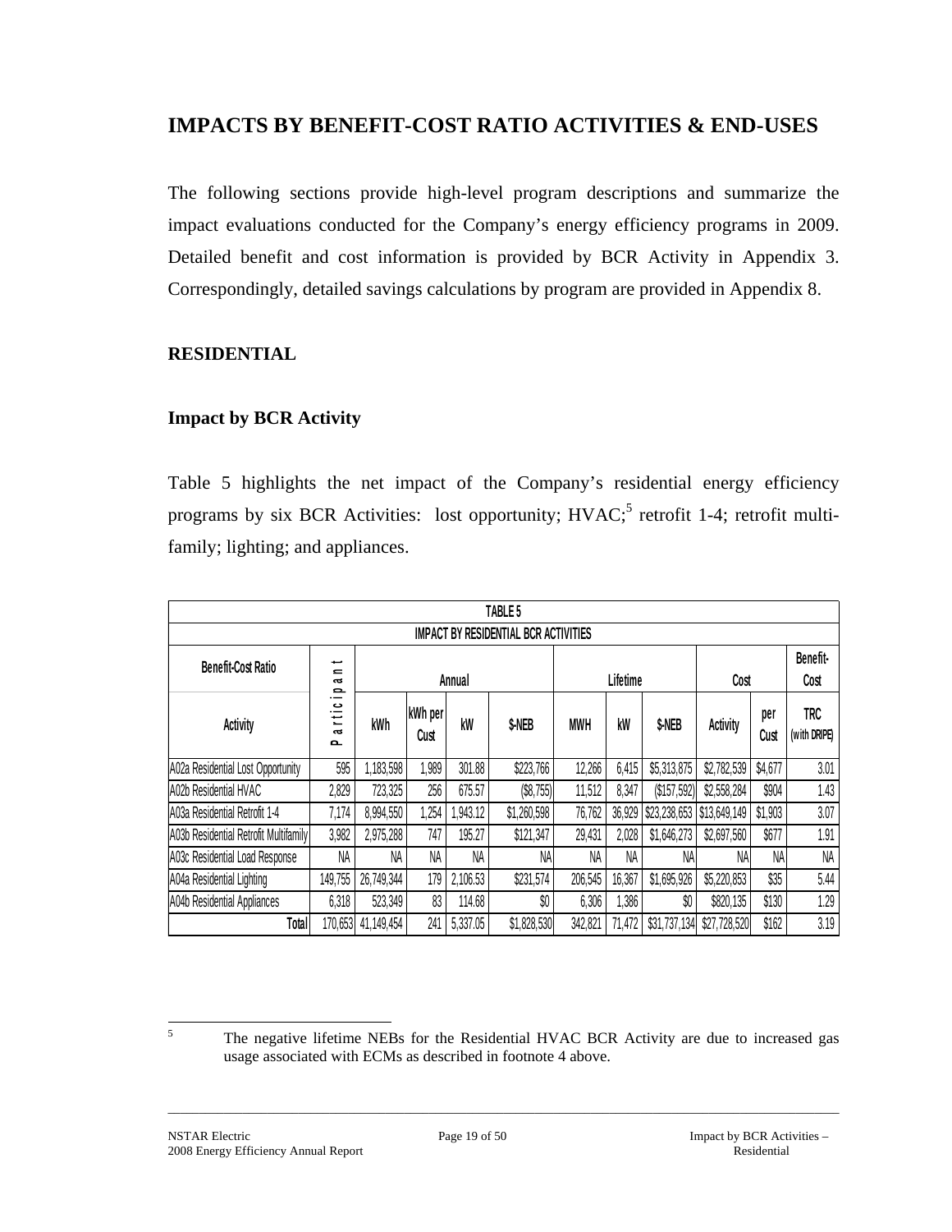## IMPACTS BY BENEFIT-COST RATIO ACTIVITIES & END-USES

The following sections provide high-level program descriptions and summarize the impact evaluations conducted for the Company's energy efficiency programs in 2009. Detailed benefit and cost information is provided by BCR Activity in Appendix 3. Correspondingly, detailed savings calculations by program are provided in Appendix 8.

### RESIDENTIAL

#### Impact by BCR Activity

Table 5 highlights the net impact of the Company's residential energy efficiency programs by six BCR Activities: lost opportunity; HVAC;[5] retrofit 1-4; retrofit multi-family; lighting; and appliances.

| TABLE 5 IMPACT BY RESIDENTIAL BCR ACTIVITIES | | | | | | | | | | | |
|---|---|---|---|---|---|---|---|---|---|---|---|
| Benefit-Cost Ratio | Participant | Annual | | | | Lifetime | | | Cost | | Benefit-Cost |
| Activity | | kWh | kWh per Cust | kW | $-NEB | MWH | kW | $-NEB | Activity | per Cust | TRC (with DRIPE) |
| A02a Residential Lost Opportunity | 595 | 1,183,598 | 1,989 | 301.88 | $223,766 | 12,266 | 6,415 | $5,313,875 | $2,782,539 | $4,677 | 3.01 |
| A02b Residential HVAC | 2,829 | 723,325 | 256 | 675.57 | ($8,755) | 11,512 | 8,347 | ($157,592) | $2,558,284 | $904 | 1.43 |
| A03a Residential Retrofit 1-4 | 7,174 | 8,994,550 | 1,254 | 1,943.12 | $1,260,598 | 76,762 | 36,929 | $23,238,653 | $13,649,149 | $1,903 | 3.07 |
| A03b Residential Retrofit Multifamily | 3,982 | 2,975,288 | 747 | 195.27 | $121,347 | 29,431 | 2,028 | $1,646,273 | $2,697,560 | $677 | 1.91 |
| A03c Residential Load Response | NA | NA | NA | NA | NA | NA | NA | NA | NA | NA | NA |
| A04a Residential Lighting | 149,755 | 26,749,344 | 179 | 2,106.53 | $231,574 | 206,545 | 16,367 | $1,695,926 | $5,220,853 | $35 | 5.44 |
| A04b Residential Appliances | 6,318 | 523,349 | 83 | 114.68 | $0 | 6,306 | 1,386 | $0 | $820,135 | $130 | 1.29 |
| Total | 170,653 | 41,149,454 | 241 | 5,337.05 | $1,828,530 | 342,821 | 71,472 | $31,737,134 | $27,728,520 | $162 | 3.19 |

[5] The negative lifetime NEBs for the Residential HVAC BCR Activity are due to increased gas usage associated with ECMs as described in footnote 4 above.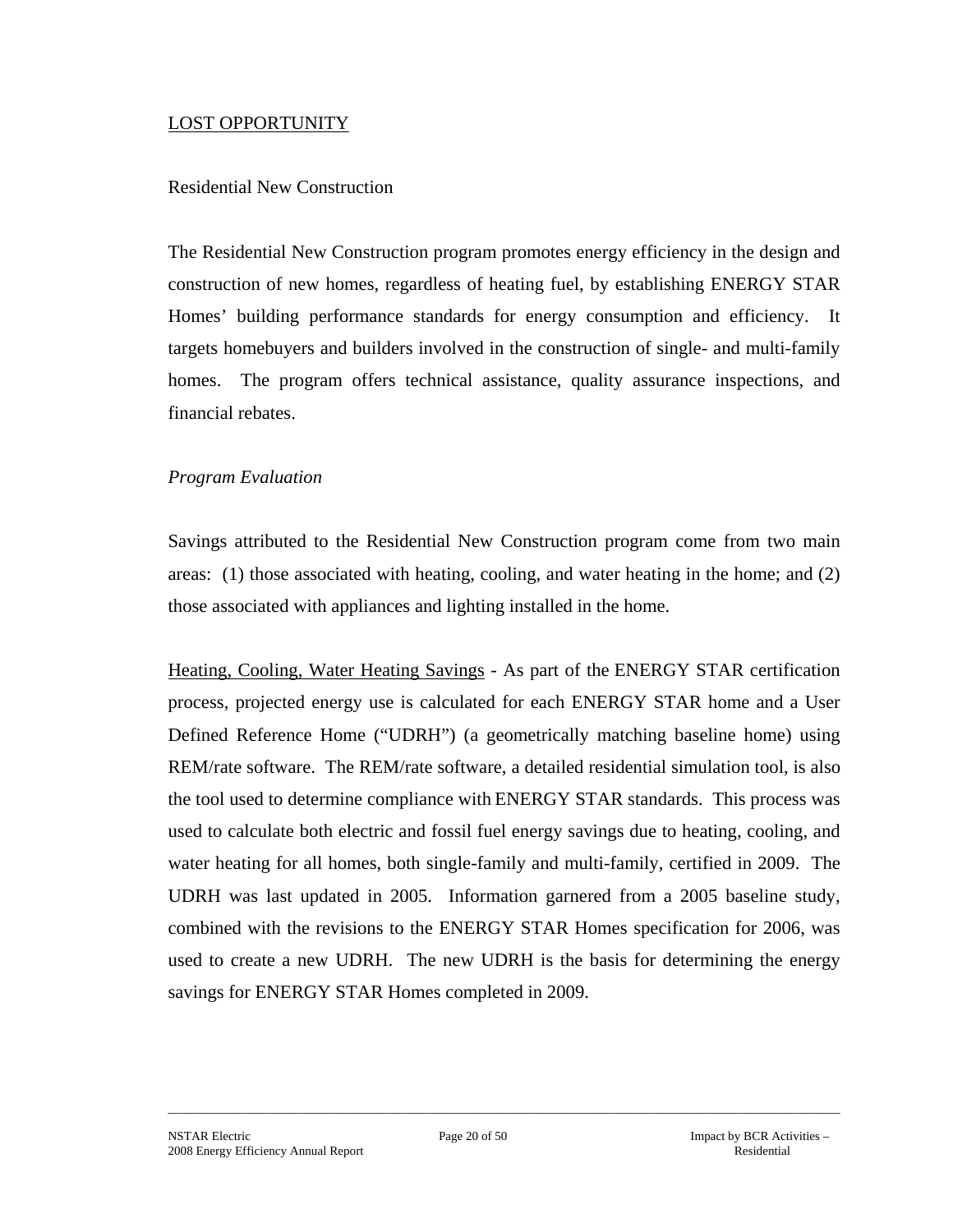## LOST OPPORTUNITY

### Residential New Construction

The Residential New Construction program promotes energy efficiency in the design and construction of new homes, regardless of heating fuel, by establishing ENERGY STAR Homes' building performance standards for energy consumption and efficiency. It targets homebuyers and builders involved in the construction of single- and multi-family homes. The program offers technical assistance, quality assurance inspections, and financial rebates.

*Program Evaluation*

Savings attributed to the Residential New Construction program come from two main areas: (1) those associated with heating, cooling, and water heating in the home; and (2) those associated with appliances and lighting installed in the home.

Heating, Cooling, Water Heating Savings - As part of the ENERGY STAR certification process, projected energy use is calculated for each ENERGY STAR home and a User Defined Reference Home ("UDRH") (a geometrically matching baseline home) using REM/rate software. The REM/rate software, a detailed residential simulation tool, is also the tool used to determine compliance with ENERGY STAR standards. This process was used to calculate both electric and fossil fuel energy savings due to heating, cooling, and water heating for all homes, both single-family and multi-family, certified in 2009. The UDRH was last updated in 2005. Information garnered from a 2005 baseline study, combined with the revisions to the ENERGY STAR Homes specification for 2006, was used to create a new UDRH. The new UDRH is the basis for determining the energy savings for ENERGY STAR Homes completed in 2009.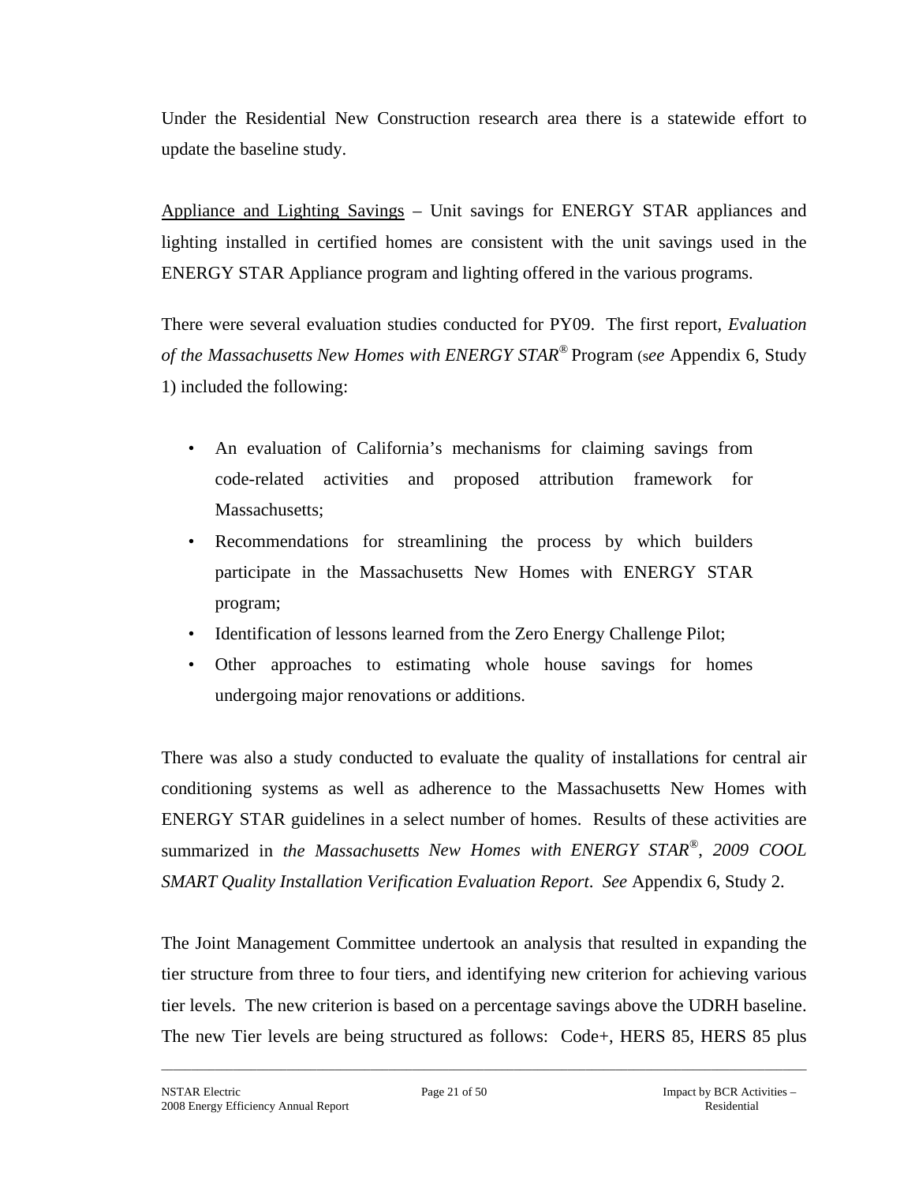Under the Residential New Construction research area there is a statewide effort to update the baseline study.

<u>Appliance and Lighting Savings</u> – Unit savings for ENERGY STAR appliances and lighting installed in certified homes are consistent with the unit savings used in the ENERGY STAR Appliance program and lighting offered in the various programs.

There were several evaluation studies conducted for PY09. The first report, *Evaluation of the Massachusetts New Homes with ENERGY STAR®* Program (s*ee* Appendix 6, Study 1) included the following:

- An evaluation of California's mechanisms for claiming savings from code-related activities and proposed attribution framework for Massachusetts;
- Recommendations for streamlining the process by which builders participate in the Massachusetts New Homes with ENERGY STAR program;
- Identification of lessons learned from the Zero Energy Challenge Pilot;
- Other approaches to estimating whole house savings for homes undergoing major renovations or additions.

There was also a study conducted to evaluate the quality of installations for central air conditioning systems as well as adherence to the Massachusetts New Homes with ENERGY STAR guidelines in a select number of homes. Results of these activities are summarized in *the Massachusetts New Homes with ENERGY STAR®, 2009 COOL SMART Quality Installation Verification Evaluation Report*. *See* Appendix 6, Study 2.

The Joint Management Committee undertook an analysis that resulted in expanding the tier structure from three to four tiers, and identifying new criterion for achieving various tier levels. The new criterion is based on a percentage savings above the UDRH baseline. The new Tier levels are being structured as follows: Code+, HERS 85, HERS 85 plus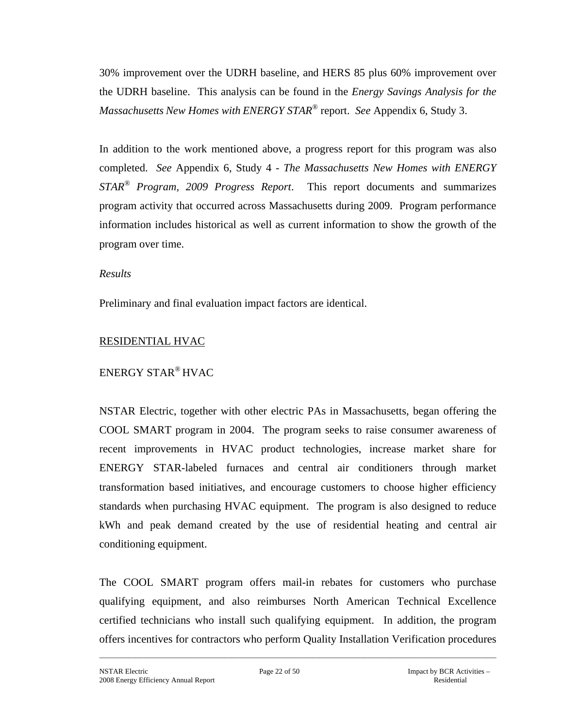30% improvement over the UDRH baseline, and HERS 85 plus 60% improvement over the UDRH baseline. This analysis can be found in the *Energy Savings Analysis for the Massachusetts New Homes with ENERGY STAR®* report. *See* Appendix 6, Study 3.

In addition to the work mentioned above, a progress report for this program was also completed. *See* Appendix 6, Study 4 - *The Massachusetts New Homes with ENERGY STAR® Program, 2009 Progress Report*. This report documents and summarizes program activity that occurred across Massachusetts during 2009. Program performance information includes historical as well as current information to show the growth of the program over time.

*Results*

Preliminary and final evaluation impact factors are identical.

## RESIDENTIAL HVAC

### ENERGY STAR® HVAC

NSTAR Electric, together with other electric PAs in Massachusetts, began offering the COOL SMART program in 2004. The program seeks to raise consumer awareness of recent improvements in HVAC product technologies, increase market share for ENERGY STAR-labeled furnaces and central air conditioners through market transformation based initiatives, and encourage customers to choose higher efficiency standards when purchasing HVAC equipment. The program is also designed to reduce kWh and peak demand created by the use of residential heating and central air conditioning equipment.

The COOL SMART program offers mail-in rebates for customers who purchase qualifying equipment, and also reimburses North American Technical Excellence certified technicians who install such qualifying equipment. In addition, the program offers incentives for contractors who perform Quality Installation Verification procedures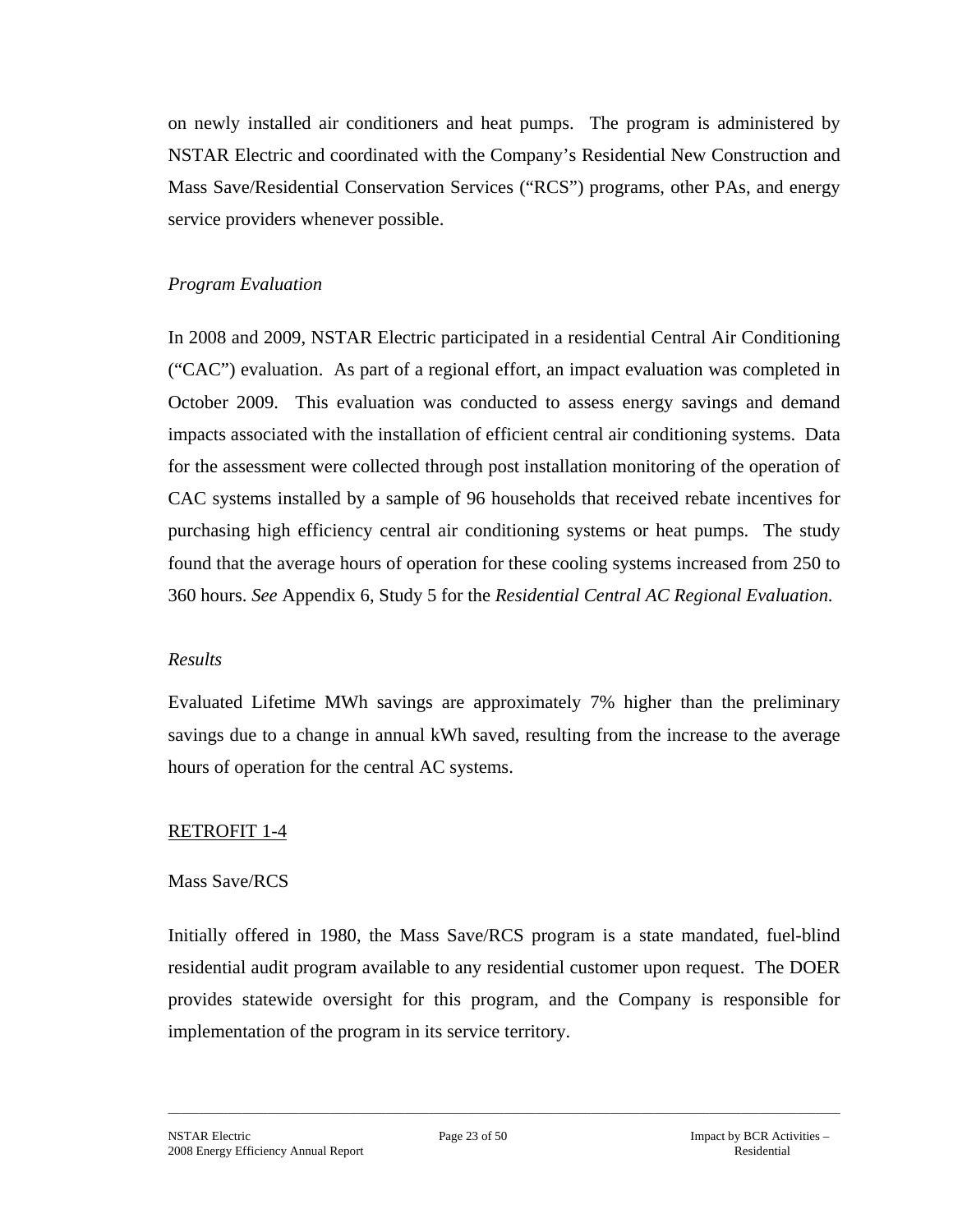on newly installed air conditioners and heat pumps. The program is administered by NSTAR Electric and coordinated with the Company's Residential New Construction and Mass Save/Residential Conservation Services ("RCS") programs, other PAs, and energy service providers whenever possible.

*Program Evaluation*

In 2008 and 2009, NSTAR Electric participated in a residential Central Air Conditioning ("CAC") evaluation. As part of a regional effort, an impact evaluation was completed in October 2009. This evaluation was conducted to assess energy savings and demand impacts associated with the installation of efficient central air conditioning systems. Data for the assessment were collected through post installation monitoring of the operation of CAC systems installed by a sample of 96 households that received rebate incentives for purchasing high efficiency central air conditioning systems or heat pumps. The study found that the average hours of operation for these cooling systems increased from 250 to 360 hours. *See* Appendix 6, Study 5 for the *Residential Central AC Regional Evaluation*.

*Results*

Evaluated Lifetime MWh savings are approximately 7% higher than the preliminary savings due to a change in annual kWh saved, resulting from the increase to the average hours of operation for the central AC systems.

<u>RETROFIT 1-4</u>

Mass Save/RCS

Initially offered in 1980, the Mass Save/RCS program is a state mandated, fuel-blind residential audit program available to any residential customer upon request. The DOER provides statewide oversight for this program, and the Company is responsible for implementation of the program in its service territory.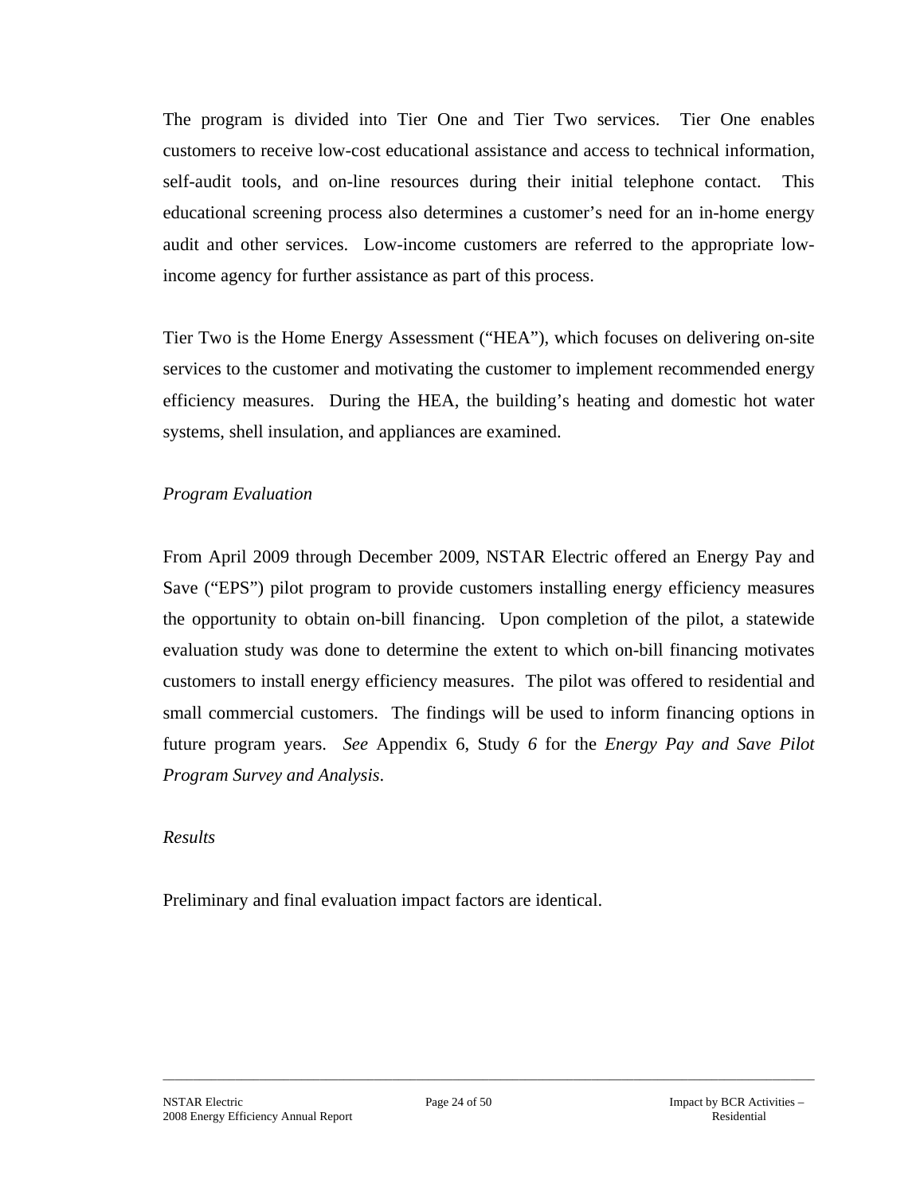The program is divided into Tier One and Tier Two services. Tier One enables customers to receive low-cost educational assistance and access to technical information, self-audit tools, and on-line resources during their initial telephone contact. This educational screening process also determines a customer's need for an in-home energy audit and other services. Low-income customers are referred to the appropriate low-income agency for further assistance as part of this process.

Tier Two is the Home Energy Assessment ("HEA"), which focuses on delivering on-site services to the customer and motivating the customer to implement recommended energy efficiency measures. During the HEA, the building's heating and domestic hot water systems, shell insulation, and appliances are examined.

*Program Evaluation*

From April 2009 through December 2009, NSTAR Electric offered an Energy Pay and Save ("EPS") pilot program to provide customers installing energy efficiency measures the opportunity to obtain on-bill financing. Upon completion of the pilot, a statewide evaluation study was done to determine the extent to which on-bill financing motivates customers to install energy efficiency measures. The pilot was offered to residential and small commercial customers. The findings will be used to inform financing options in future program years. *See* Appendix 6, Study *6* for the *Energy Pay and Save Pilot Program Survey and Analysis*.

*Results*

Preliminary and final evaluation impact factors are identical.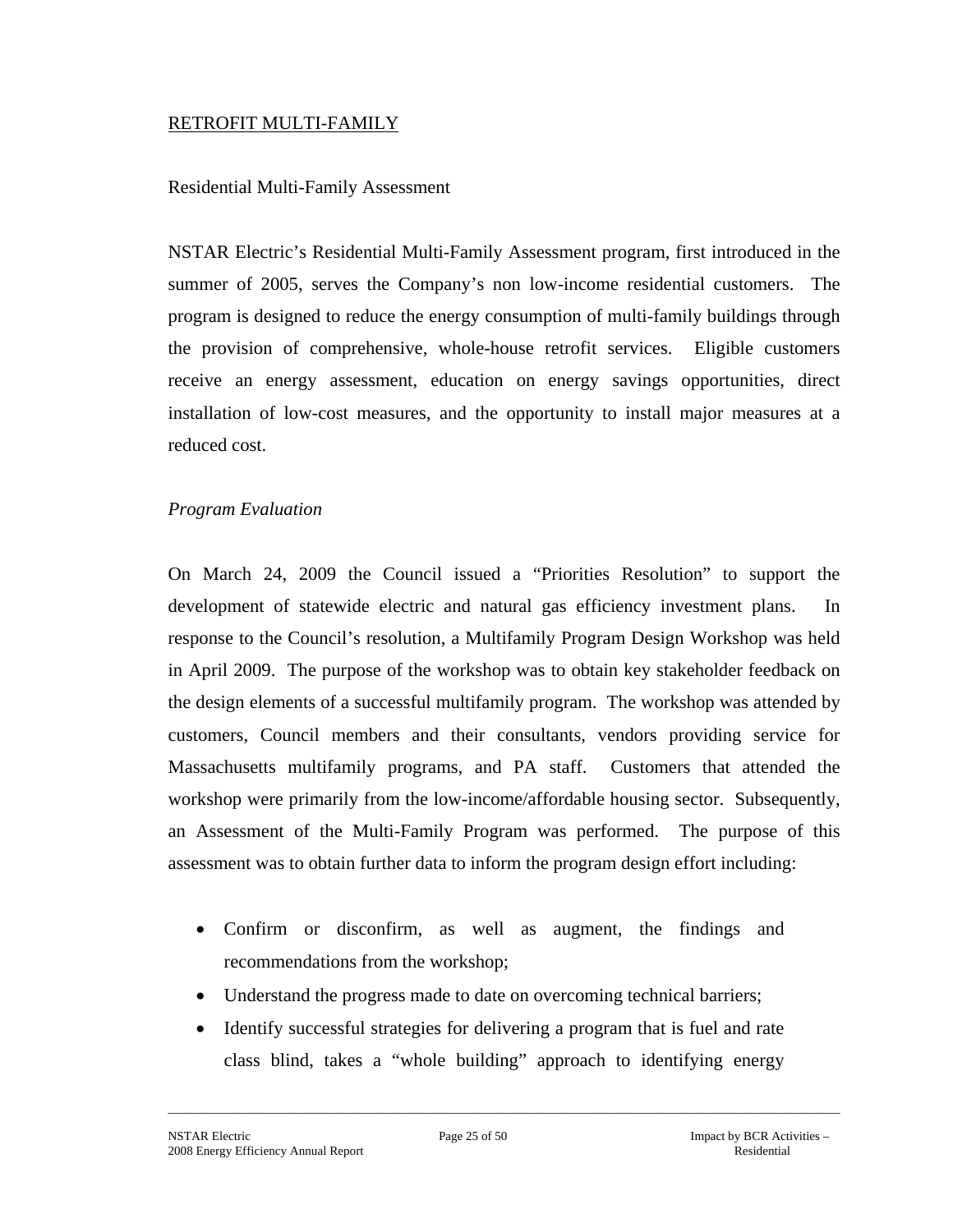## RETROFIT MULTI-FAMILY

### Residential Multi-Family Assessment

NSTAR Electric's Residential Multi-Family Assessment program, first introduced in the summer of 2005, serves the Company's non low-income residential customers. The program is designed to reduce the energy consumption of multi-family buildings through the provision of comprehensive, whole-house retrofit services. Eligible customers receive an energy assessment, education on energy savings opportunities, direct installation of low-cost measures, and the opportunity to install major measures at a reduced cost.

*Program Evaluation*

On March 24, 2009 the Council issued a "Priorities Resolution" to support the development of statewide electric and natural gas efficiency investment plans. In response to the Council's resolution, a Multifamily Program Design Workshop was held in April 2009. The purpose of the workshop was to obtain key stakeholder feedback on the design elements of a successful multifamily program. The workshop was attended by customers, Council members and their consultants, vendors providing service for Massachusetts multifamily programs, and PA staff. Customers that attended the workshop were primarily from the low-income/affordable housing sector. Subsequently, an Assessment of the Multi-Family Program was performed. The purpose of this assessment was to obtain further data to inform the program design effort including:

- Confirm or disconfirm, as well as augment, the findings and recommendations from the workshop;
- Understand the progress made to date on overcoming technical barriers;
- Identify successful strategies for delivering a program that is fuel and rate class blind, takes a "whole building" approach to identifying energy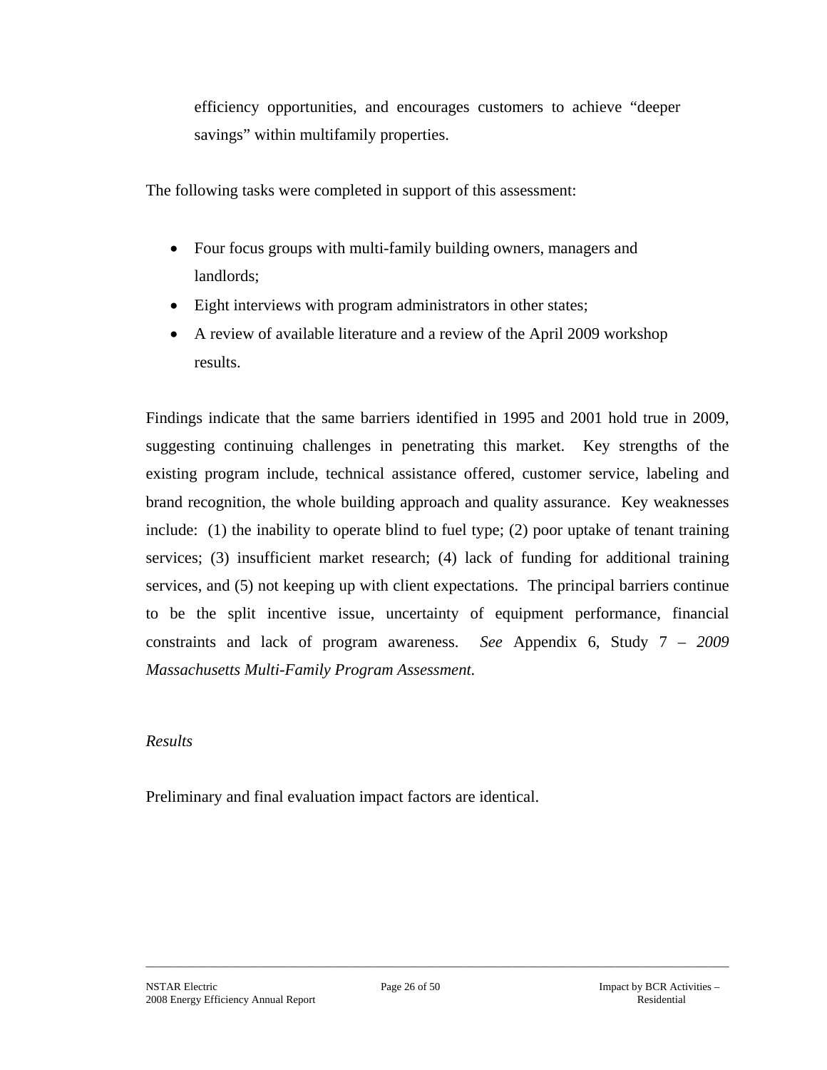efficiency opportunities, and encourages customers to achieve "deeper savings" within multifamily properties.

The following tasks were completed in support of this assessment:

- Four focus groups with multi-family building owners, managers and landlords;
- Eight interviews with program administrators in other states;
- A review of available literature and a review of the April 2009 workshop results.

Findings indicate that the same barriers identified in 1995 and 2001 hold true in 2009, suggesting continuing challenges in penetrating this market. Key strengths of the existing program include, technical assistance offered, customer service, labeling and brand recognition, the whole building approach and quality assurance. Key weaknesses include: (1) the inability to operate blind to fuel type; (2) poor uptake of tenant training services; (3) insufficient market research; (4) lack of funding for additional training services, and (5) not keeping up with client expectations. The principal barriers continue to be the split incentive issue, uncertainty of equipment performance, financial constraints and lack of program awareness. *See* Appendix 6, Study 7 – *2009 Massachusetts Multi-Family Program Assessment.*

*Results*

Preliminary and final evaluation impact factors are identical.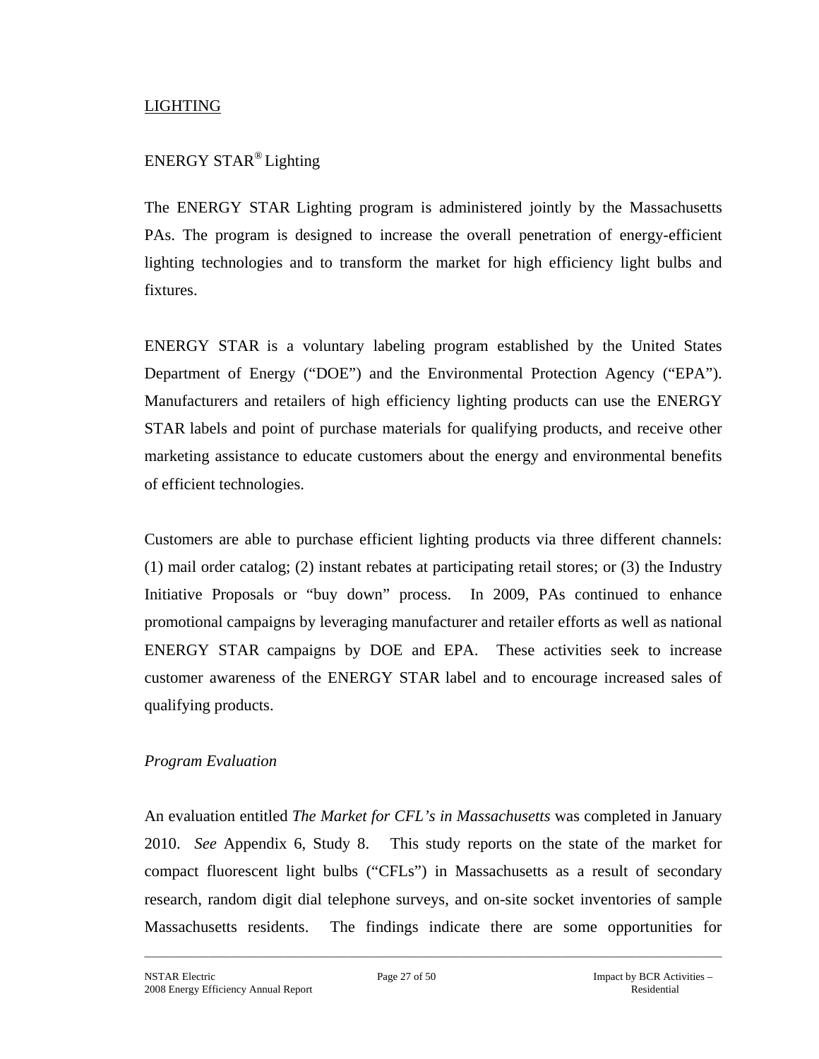## LIGHTING

### ENERGY STAR® Lighting

The ENERGY STAR Lighting program is administered jointly by the Massachusetts PAs. The program is designed to increase the overall penetration of energy-efficient lighting technologies and to transform the market for high efficiency light bulbs and fixtures.

ENERGY STAR is a voluntary labeling program established by the United States Department of Energy ("DOE") and the Environmental Protection Agency ("EPA"). Manufacturers and retailers of high efficiency lighting products can use the ENERGY STAR labels and point of purchase materials for qualifying products, and receive other marketing assistance to educate customers about the energy and environmental benefits of efficient technologies.

Customers are able to purchase efficient lighting products via three different channels: (1) mail order catalog; (2) instant rebates at participating retail stores; or (3) the Industry Initiative Proposals or "buy down" process. In 2009, PAs continued to enhance promotional campaigns by leveraging manufacturer and retailer efforts as well as national ENERGY STAR campaigns by DOE and EPA. These activities seek to increase customer awareness of the ENERGY STAR label and to encourage increased sales of qualifying products.

*Program Evaluation*

An evaluation entitled *The Market for CFL's in Massachusetts* was completed in January 2010. *See* Appendix 6, Study 8. This study reports on the state of the market for compact fluorescent light bulbs ("CFLs") in Massachusetts as a result of secondary research, random digit dial telephone surveys, and on-site socket inventories of sample Massachusetts residents. The findings indicate there are some opportunities for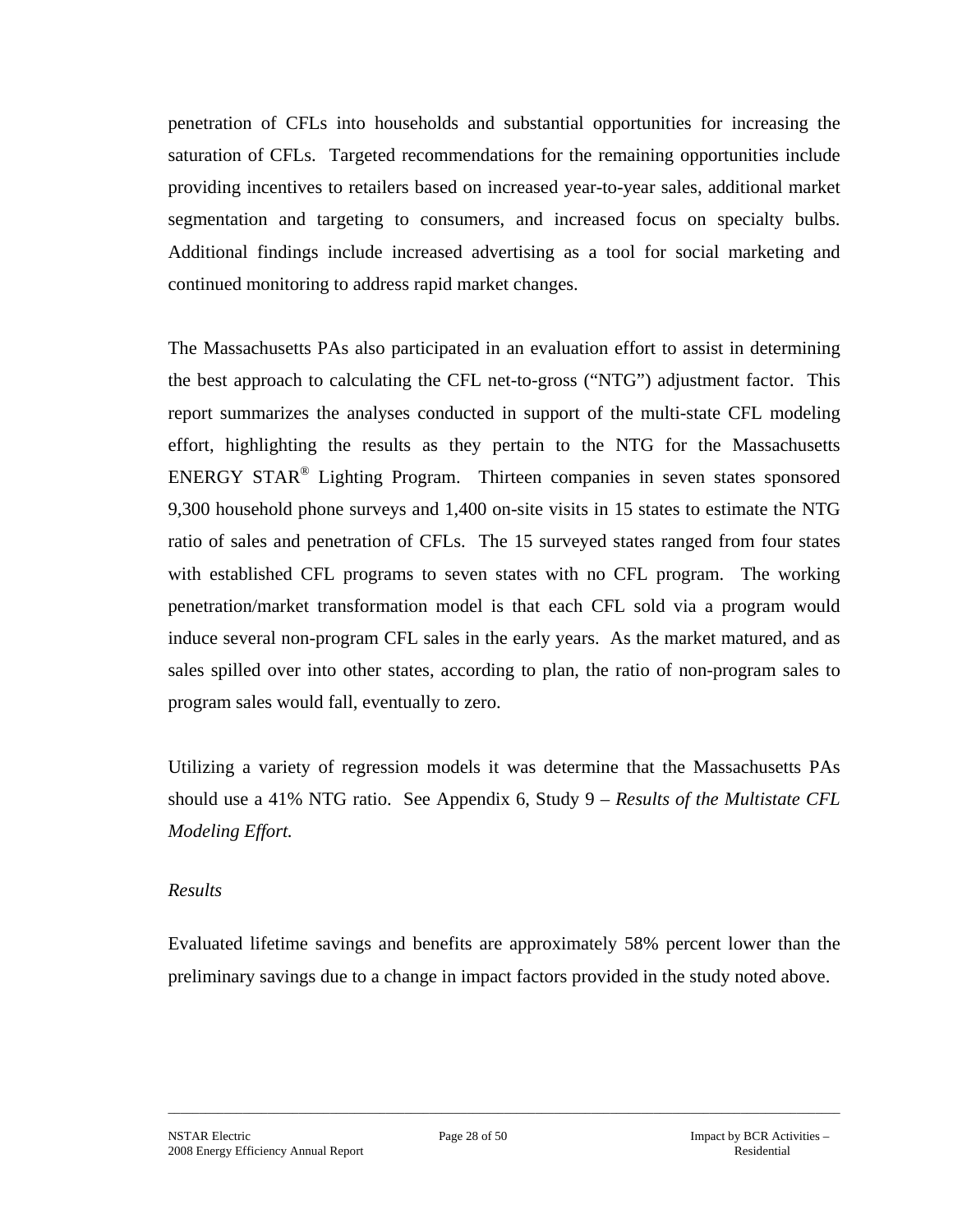penetration of CFLs into households and substantial opportunities for increasing the saturation of CFLs. Targeted recommendations for the remaining opportunities include providing incentives to retailers based on increased year-to-year sales, additional market segmentation and targeting to consumers, and increased focus on specialty bulbs. Additional findings include increased advertising as a tool for social marketing and continued monitoring to address rapid market changes.

The Massachusetts PAs also participated in an evaluation effort to assist in determining the best approach to calculating the CFL net-to-gross ("NTG") adjustment factor. This report summarizes the analyses conducted in support of the multi-state CFL modeling effort, highlighting the results as they pertain to the NTG for the Massachusetts ENERGY STAR® Lighting Program. Thirteen companies in seven states sponsored 9,300 household phone surveys and 1,400 on-site visits in 15 states to estimate the NTG ratio of sales and penetration of CFLs. The 15 surveyed states ranged from four states with established CFL programs to seven states with no CFL program. The working penetration/market transformation model is that each CFL sold via a program would induce several non-program CFL sales in the early years. As the market matured, and as sales spilled over into other states, according to plan, the ratio of non-program sales to program sales would fall, eventually to zero.

Utilizing a variety of regression models it was determine that the Massachusetts PAs should use a 41% NTG ratio. See Appendix 6, Study 9 – *Results of the Multistate CFL Modeling Effort.*

*Results*

Evaluated lifetime savings and benefits are approximately 58% percent lower than the preliminary savings due to a change in impact factors provided in the study noted above.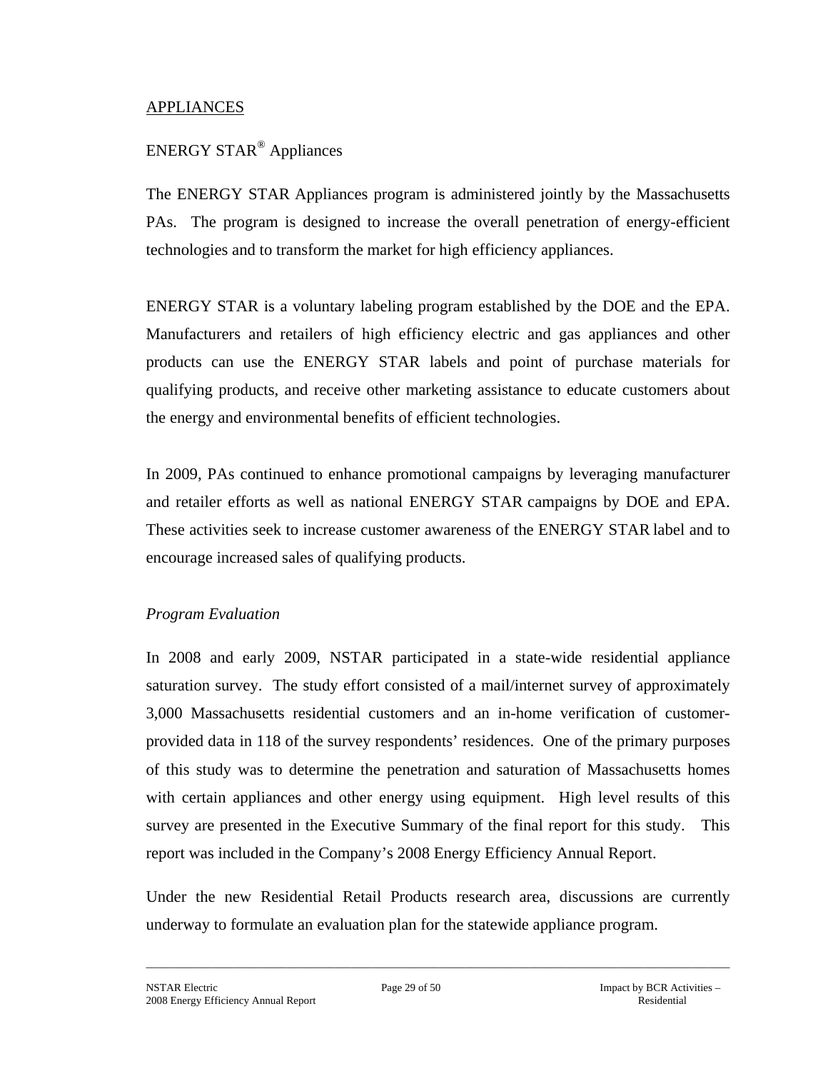## APPLIANCES

### ENERGY STAR® Appliances

The ENERGY STAR Appliances program is administered jointly by the Massachusetts PAs. The program is designed to increase the overall penetration of energy-efficient technologies and to transform the market for high efficiency appliances.

ENERGY STAR is a voluntary labeling program established by the DOE and the EPA. Manufacturers and retailers of high efficiency electric and gas appliances and other products can use the ENERGY STAR labels and point of purchase materials for qualifying products, and receive other marketing assistance to educate customers about the energy and environmental benefits of efficient technologies.

In 2009, PAs continued to enhance promotional campaigns by leveraging manufacturer and retailer efforts as well as national ENERGY STAR campaigns by DOE and EPA. These activities seek to increase customer awareness of the ENERGY STAR label and to encourage increased sales of qualifying products.

*Program Evaluation*

In 2008 and early 2009, NSTAR participated in a state-wide residential appliance saturation survey. The study effort consisted of a mail/internet survey of approximately 3,000 Massachusetts residential customers and an in-home verification of customer-provided data in 118 of the survey respondents' residences. One of the primary purposes of this study was to determine the penetration and saturation of Massachusetts homes with certain appliances and other energy using equipment. High level results of this survey are presented in the Executive Summary of the final report for this study. This report was included in the Company's 2008 Energy Efficiency Annual Report.

Under the new Residential Retail Products research area, discussions are currently underway to formulate an evaluation plan for the statewide appliance program.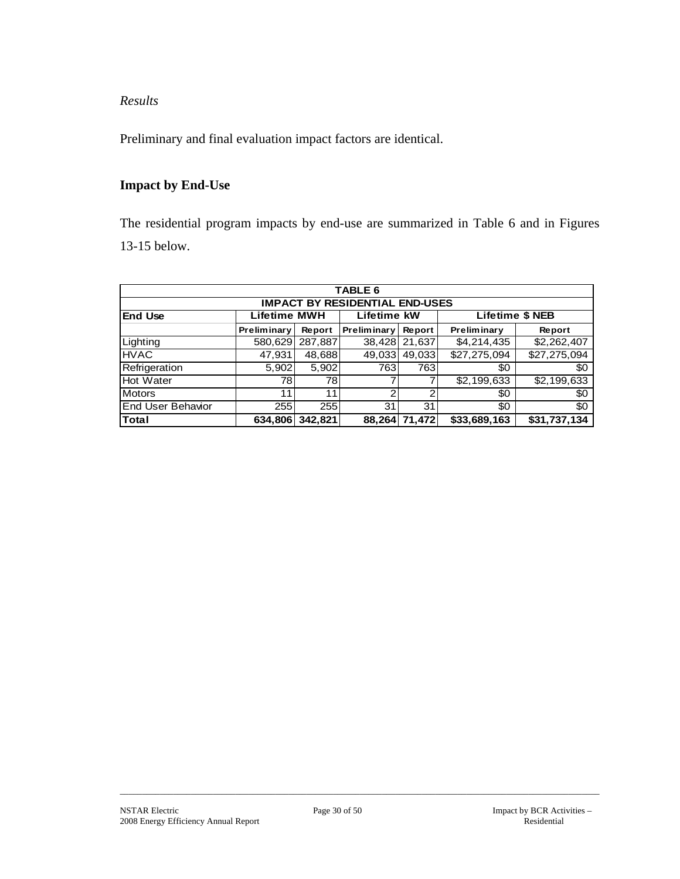*Results*

Preliminary and final evaluation impact factors are identical.

**Impact by End-Use**

The residential program impacts by end-use are summarized in Table 6 and in Figures 13-15 below.

| TABLE 6 | | | | | | |
|---|---|---|---|---|---|---|
| **IMPACT BY RESIDENTIAL END-USES** | | | | | | |
| **End Use** | **Lifetime MWH** | | **Lifetime kW** | | **Lifetime $ NEB** | |
| | **Preliminary** | **Report** | **Preliminary** | **Report** | **Preliminary** | **Report** |
| Lighting | 580,629 | 287,887 | 38,428 | 21,637 | $4,214,435 | $2,262,407 |
| HVAC | 47,931 | 48,688 | 49,033 | 49,033 | $27,275,094 | $27,275,094 |
| Refrigeration | 5,902 | 5,902 | 763 | 763 | $0 | $0 |
| Hot Water | 78 | 78 | 7 | 7 | $2,199,633 | $2,199,633 |
| Motors | 11 | 11 | 2 | 2 | $0 | $0 |
| End User Behavior | 255 | 255 | 31 | 31 | $0 | $0 |
| **Total** | **634,806** | **342,821** | **88,264** | **71,472** | **$33,689,163** | **$31,737,134** |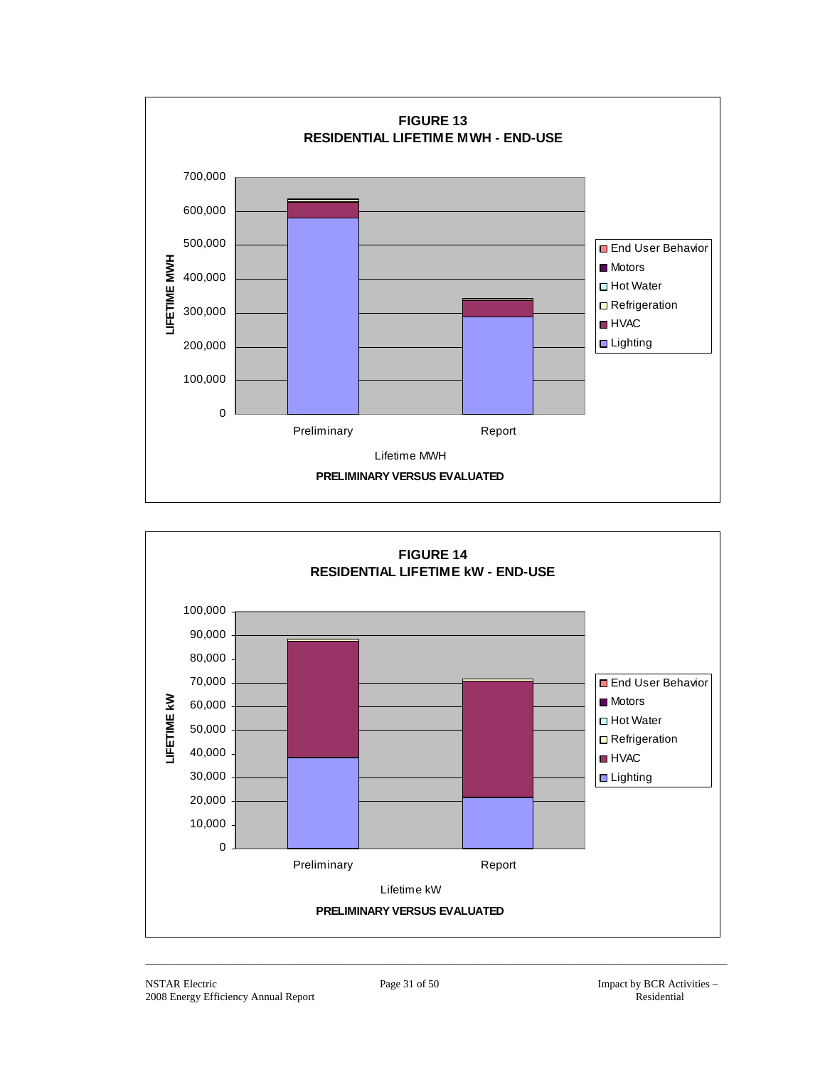**FIGURE 13**
**RESIDENTIAL LIFETIME MWH - END-USE**

LIFETIME MWH

700,000
600,000
500,000
400,000
300,000
200,000
100,000
0

Preliminary
Report

Lifetime MWH

**PRELIMINARY VERSUS EVALUATED**

- End User Behavior
- Motors
- Hot Water
- Refrigeration
- HVAC
- Lighting

**FIGURE 14**
**RESIDENTIAL LIFETIME kW - END-USE**

LIFETIME kW

100,000
90,000
80,000
70,000
60,000
50,000
40,000
30,000
20,000
10,000
0

Preliminary
Report

Lifetime kW

**PRELIMINARY VERSUS EVALUATED**

- End User Behavior
- Motors
- Hot Water
- Refrigeration
- HVAC
- Lighting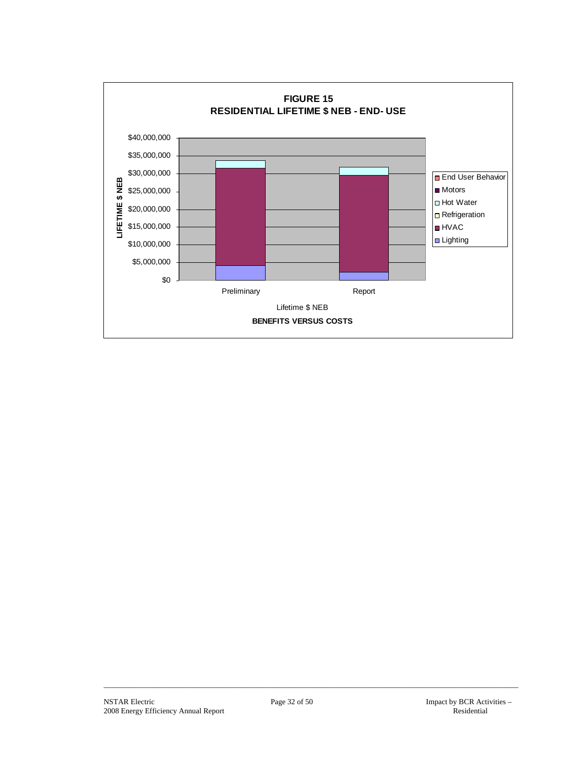**FIGURE 15**
**RESIDENTIAL LIFETIME $ NEB - END- USE**

LIFETIME $ NEB

$40,000,000
$35,000,000
$30,000,000
$25,000,000
$20,000,000
$15,000,000
$10,000,000
$5,000,000
$0

Preliminary | Report

Lifetime $ NEB

**BENEFITS VERSUS COSTS**

- End User Behavior
- Motors
- Hot Water
- Refrigeration
- HVAC
- Lighting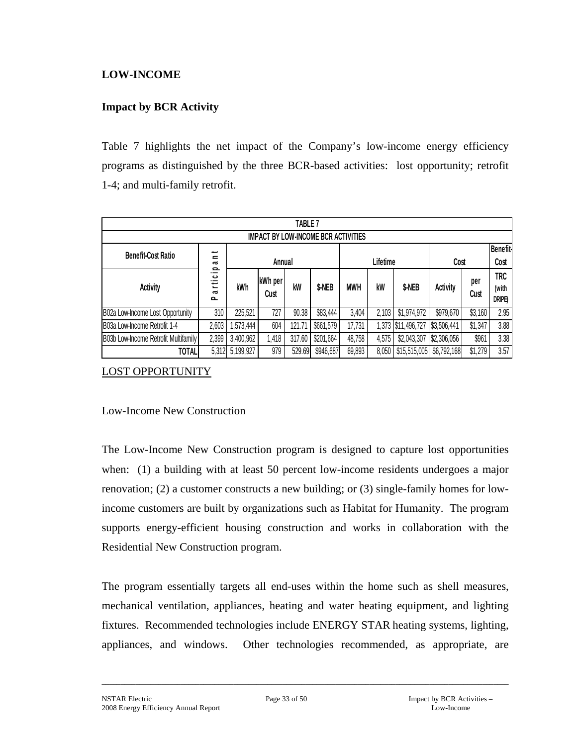## LOW-INCOME

### Impact by BCR Activity

Table 7 highlights the net impact of the Company's low-income energy efficiency programs as distinguished by the three BCR-based activities: lost opportunity; retrofit 1-4; and multi-family retrofit.

| TABLE 7 | | | | | | | | | | | | |
|---|---|---|---|---|---|---|---|---|---|---|---|---|
| IMPACT BY LOW-INCOME BCR ACTIVITIES | | | | | | | | | | | | |
| Benefit-Cost Ratio | Participant | Annual | | | | Lifetime | | | Cost | | Benefit-Cost |
| Activity | | kWh | kWh per Cust | kW | $-NEB | MWH | kW | $-NEB | Activity | per Cust | TRC (with DRIPE) |
| B02a Low-Income Lost Opportunity | 310 | 225,521 | 727 | 90.38 | $83,444 | 3,404 | 2,103 | $1,974,972 | $979,670 | $3,160 | 2.95 |
| B03a Low-Income Retrofit 1-4 | 2,603 | 1,573,444 | 604 | 121.71 | $661,579 | 17,731 | 1,373 | $11,496,727 | $3,506,441 | $1,347 | 3.88 |
| B03b Low-Income Retrofit Multifamily | 2,399 | 3,400,962 | 1,418 | 317.60 | $201,664 | 48,758 | 4,575 | $2,043,307 | $2,306,056 | $961 | 3.38 |
| TOTAL | 5,312 | 5,199,927 | 979 | 529.69 | $946,687 | 69,893 | 8,050 | $15,515,005 | $6,792,168 | $1,279 | 3.57 |

<u>LOST OPPORTUNITY</u>

Low-Income New Construction

The Low-Income New Construction program is designed to capture lost opportunities when: (1) a building with at least 50 percent low-income residents undergoes a major renovation; (2) a customer constructs a new building; or (3) single-family homes for low-income customers are built by organizations such as Habitat for Humanity. The program supports energy-efficient housing construction and works in collaboration with the Residential New Construction program.

The program essentially targets all end-uses within the home such as shell measures, mechanical ventilation, appliances, heating and water heating equipment, and lighting fixtures. Recommended technologies include ENERGY STAR heating systems, lighting, appliances, and windows. Other technologies recommended, as appropriate, are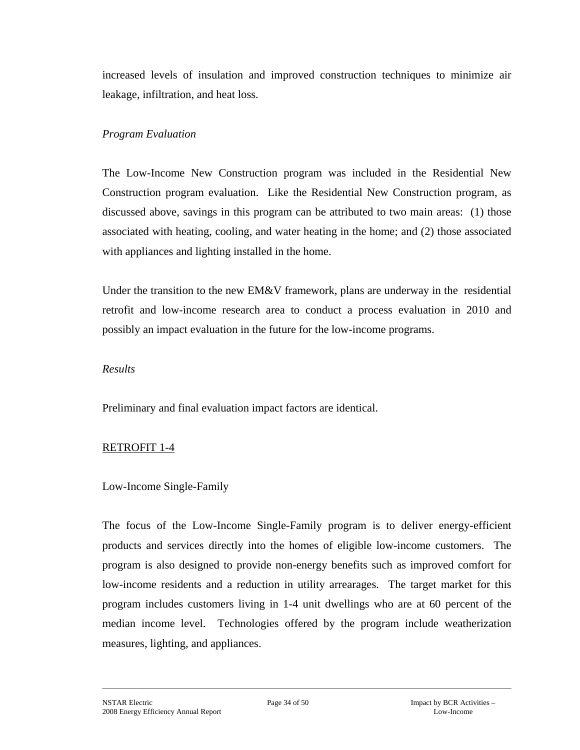increased levels of insulation and improved construction techniques to minimize air leakage, infiltration, and heat loss.

*Program Evaluation*

The Low-Income New Construction program was included in the Residential New Construction program evaluation. Like the Residential New Construction program, as discussed above, savings in this program can be attributed to two main areas: (1) those associated with heating, cooling, and water heating in the home; and (2) those associated with appliances and lighting installed in the home.

Under the transition to the new EM&V framework, plans are underway in the residential retrofit and low-income research area to conduct a process evaluation in 2010 and possibly an impact evaluation in the future for the low-income programs.

*Results*

Preliminary and final evaluation impact factors are identical.

<u>RETROFIT 1-4</u>

Low-Income Single-Family

The focus of the Low-Income Single-Family program is to deliver energy-efficient products and services directly into the homes of eligible low-income customers. The program is also designed to provide non-energy benefits such as improved comfort for low-income residents and a reduction in utility arrearages. The target market for this program includes customers living in 1-4 unit dwellings who are at 60 percent of the median income level. Technologies offered by the program include weatherization measures, lighting, and appliances.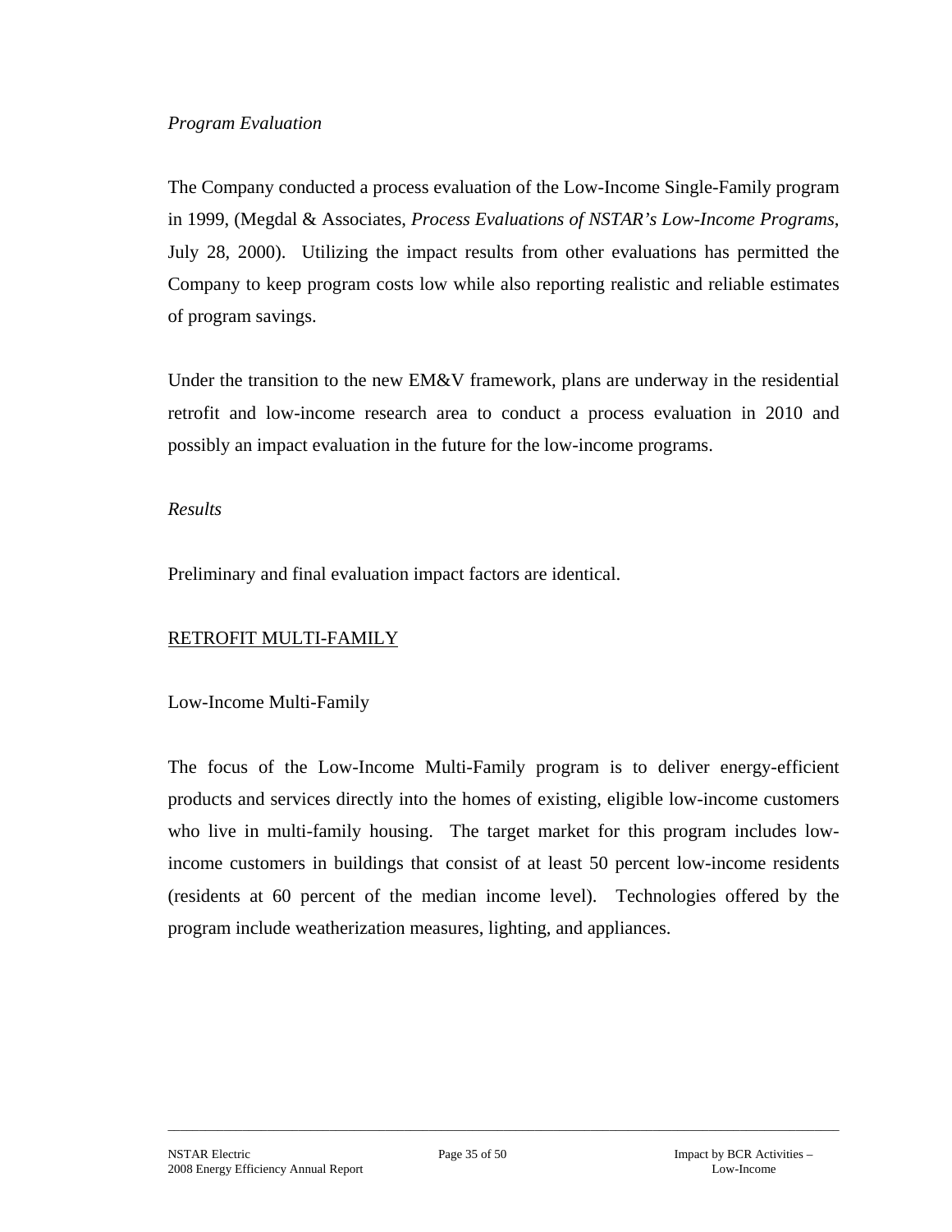*Program Evaluation*

The Company conducted a process evaluation of the Low-Income Single-Family program in 1999, (Megdal & Associates, *Process Evaluations of NSTAR's Low-Income Programs*, July 28, 2000). Utilizing the impact results from other evaluations has permitted the Company to keep program costs low while also reporting realistic and reliable estimates of program savings.

Under the transition to the new EM&V framework, plans are underway in the residential retrofit and low-income research area to conduct a process evaluation in 2010 and possibly an impact evaluation in the future for the low-income programs.

*Results*

Preliminary and final evaluation impact factors are identical.

<u>RETROFIT MULTI-FAMILY</u>

Low-Income Multi-Family

The focus of the Low-Income Multi-Family program is to deliver energy-efficient products and services directly into the homes of existing, eligible low-income customers who live in multi-family housing. The target market for this program includes low-income customers in buildings that consist of at least 50 percent low-income residents (residents at 60 percent of the median income level). Technologies offered by the program include weatherization measures, lighting, and appliances.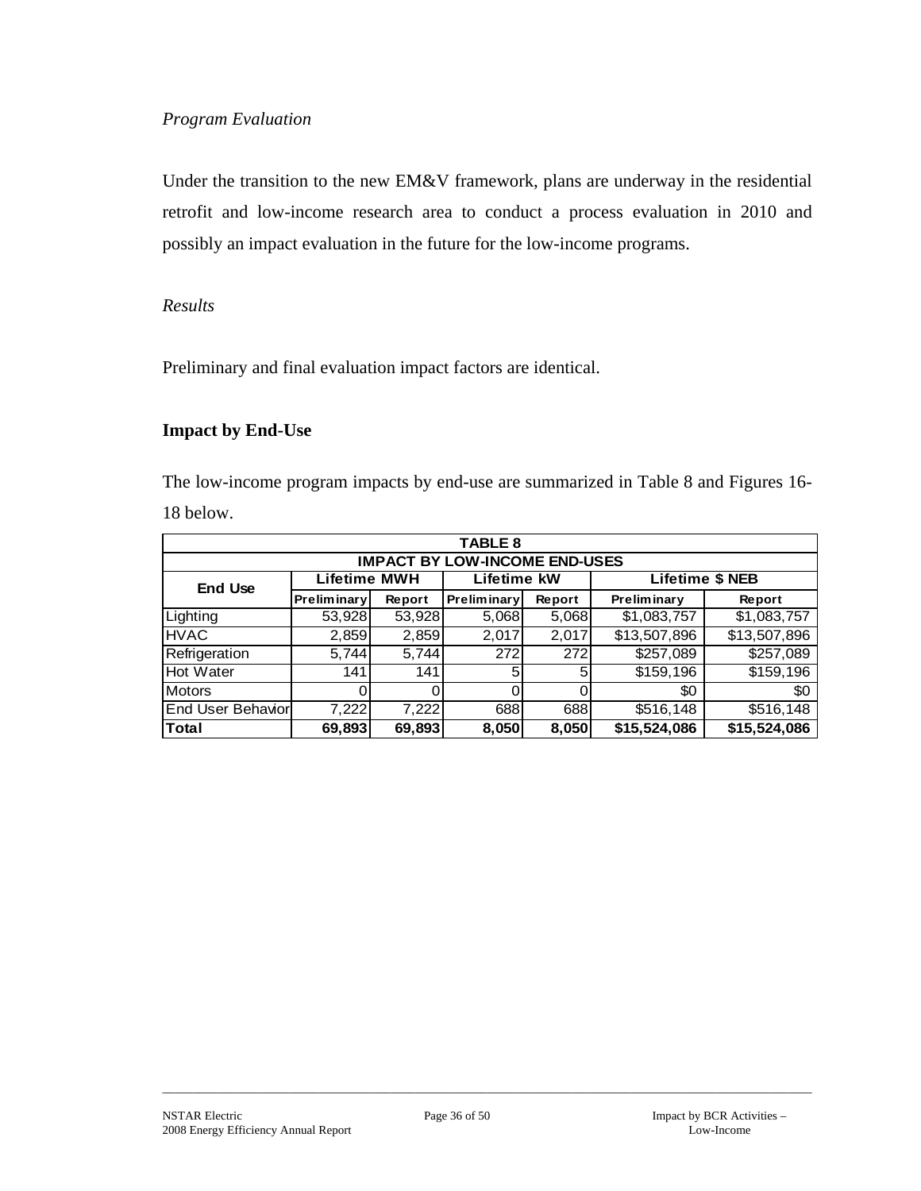*Program Evaluation*

Under the transition to the new EM&V framework, plans are underway in the residential retrofit and low-income research area to conduct a process evaluation in 2010 and possibly an impact evaluation in the future for the low-income programs.

*Results*

Preliminary and final evaluation impact factors are identical.

**Impact by End-Use**

The low-income program impacts by end-use are summarized in Table 8 and Figures 16-18 below.

| TABLE 8 | | | | | | |
|---|---|---|---|---|---|---|
| **IMPACT BY LOW-INCOME END-USES** | | | | | | |
| **End Use** | **Lifetime MWH** | | **Lifetime kW** | | **Lifetime $ NEB** | |
| | **Preliminary** | **Report** | **Preliminary** | **Report** | **Preliminary** | **Report** |
| Lighting | 53,928 | 53,928 | 5,068 | 5,068 | $1,083,757 | $1,083,757 |
| HVAC | 2,859 | 2,859 | 2,017 | 2,017 | $13,507,896 | $13,507,896 |
| Refrigeration | 5,744 | 5,744 | 272 | 272 | $257,089 | $257,089 |
| Hot Water | 141 | 141 | 5 | 5 | $159,196 | $159,196 |
| Motors | 0 | 0 | 0 | 0 | $0 | $0 |
| End User Behavior | 7,222 | 7,222 | 688 | 688 | $516,148 | $516,148 |
| **Total** | **69,893** | **69,893** | **8,050** | **8,050** | **$15,524,086** | **$15,524,086** |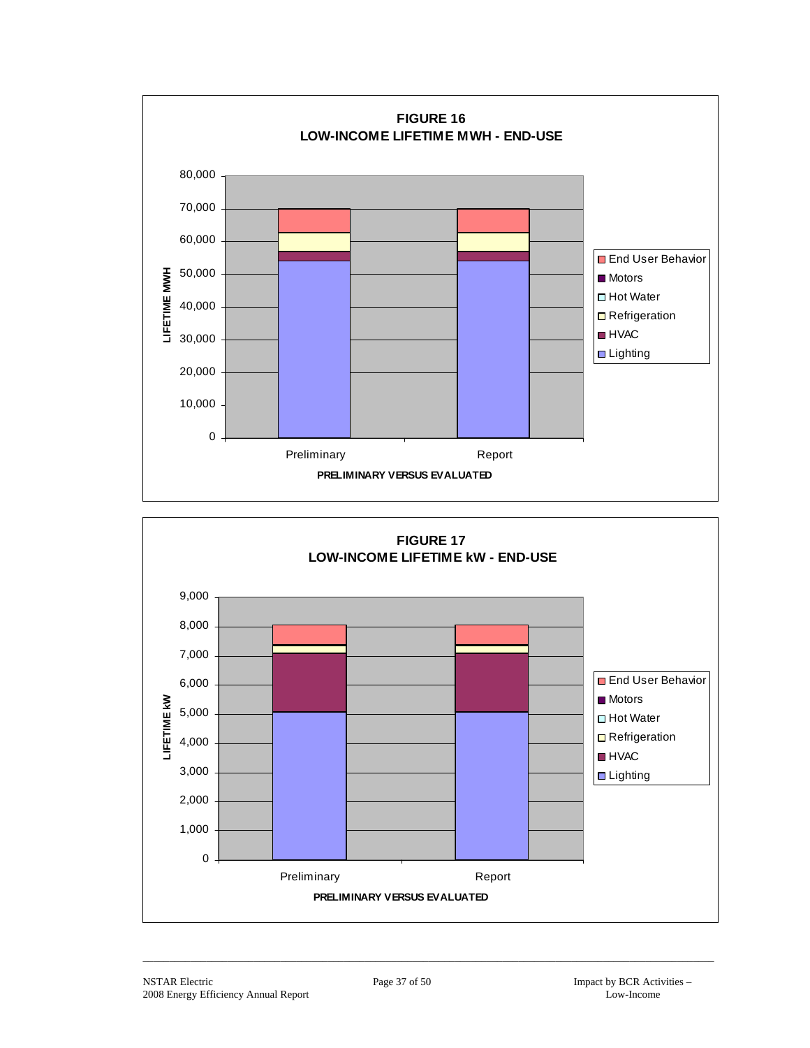**FIGURE 16**
**LOW-INCOME LIFETIME MWH - END-USE**

**FIGURE 17**
**LOW-INCOME LIFETIME kW - END-USE**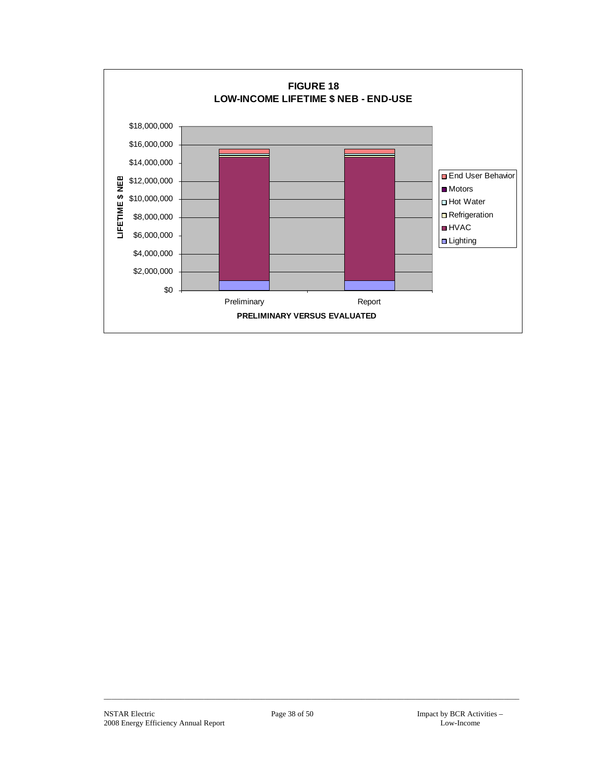**FIGURE 18**
**LOW-INCOME LIFETIME $ NEB - END-USE**

LIFETIME $ NEB

$18,000,000
$16,000,000
$14,000,000
$12,000,000
$10,000,000
$8,000,000
$6,000,000
$4,000,000
$2,000,000
$0

Preliminary | Report

**PRELIMINARY VERSUS EVALUATED**

- End User Behavior
- Motors
- Hot Water
- Refrigeration
- HVAC
- Lighting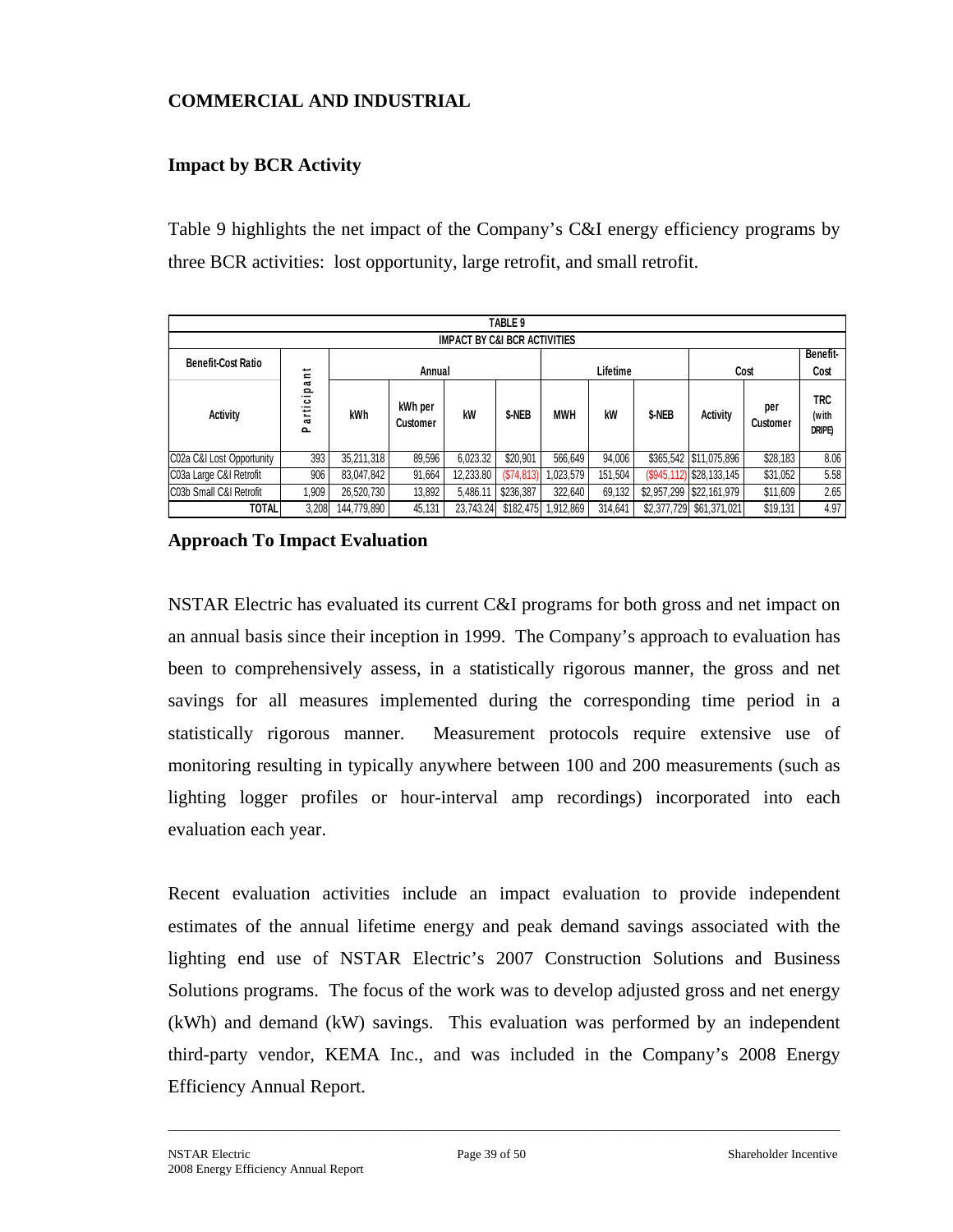## COMMERCIAL AND INDUSTRIAL

### Impact by BCR Activity

Table 9 highlights the net impact of the Company's C&I energy efficiency programs by three BCR activities: lost opportunity, large retrofit, and small retrofit.

| TABLE 9 | | | | | | | | | | | | |
|---|---|---|---|---|---|---|---|---|---|---|---|---|
| **IMPACT BY C&I BCR ACTIVITIES** | | | | | | | | | | | | |
| **Benefit-Cost Ratio** | **Participant** | **Annual** | | | | **Lifetime** | | | **Cost** | | **Benefit-Cost** |
| **Activity** | | **kWh** | **kWh per Customer** | **kW** | **$-NEB** | **MWH** | **kW** | **$-NEB** | **Activity** | **per Customer** | **TRC (with DRIPE)** |
| C02a C&I Lost Opportunity | 393 | 35,211,318 | 89,596 | 6,023.32 | $20,901 | 566,649 | 94,006 | $365,542 | $11,075,896 | $28,183 | 8.06 |
| C03a Large C&I Retrofit | 906 | 83,047,842 | 91,664 | 12,233.80 | ($74,813) | 1,023,579 | 151,504 | ($945,112) | $28,133,145 | $31,052 | 5.58 |
| C03b Small C&I Retrofit | 1,909 | 26,520,730 | 13,892 | 5,486.11 | $236,387 | 322,640 | 69,132 | $2,957,299 | $22,161,979 | $11,609 | 2.65 |
| **TOTAL** | 3,208 | 144,779,890 | 45,131 | 23,743.24 | $182,475 | 1,912,869 | 314,641 | $2,377,729 | $61,371,021 | $19,131 | 4.97 |

### Approach To Impact Evaluation

NSTAR Electric has evaluated its current C&I programs for both gross and net impact on an annual basis since their inception in 1999. The Company's approach to evaluation has been to comprehensively assess, in a statistically rigorous manner, the gross and net savings for all measures implemented during the corresponding time period in a statistically rigorous manner. Measurement protocols require extensive use of monitoring resulting in typically anywhere between 100 and 200 measurements (such as lighting logger profiles or hour-interval amp recordings) incorporated into each evaluation each year.

Recent evaluation activities include an impact evaluation to provide independent estimates of the annual lifetime energy and peak demand savings associated with the lighting end use of NSTAR Electric's 2007 Construction Solutions and Business Solutions programs. The focus of the work was to develop adjusted gross and net energy (kWh) and demand (kW) savings. This evaluation was performed by an independent third-party vendor, KEMA Inc., and was included in the Company's 2008 Energy Efficiency Annual Report.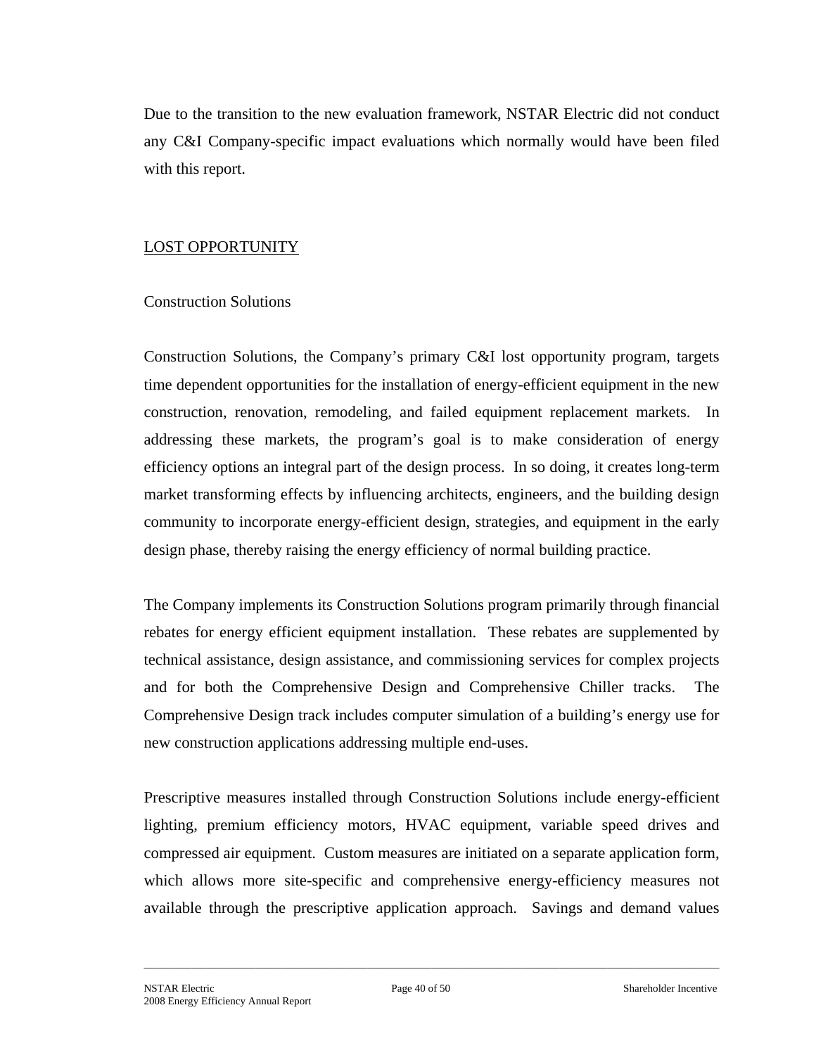Due to the transition to the new evaluation framework, NSTAR Electric did not conduct any C&I Company-specific impact evaluations which normally would have been filed with this report.

## LOST OPPORTUNITY

### Construction Solutions

Construction Solutions, the Company's primary C&I lost opportunity program, targets time dependent opportunities for the installation of energy-efficient equipment in the new construction, renovation, remodeling, and failed equipment replacement markets. In addressing these markets, the program's goal is to make consideration of energy efficiency options an integral part of the design process. In so doing, it creates long-term market transforming effects by influencing architects, engineers, and the building design community to incorporate energy-efficient design, strategies, and equipment in the early design phase, thereby raising the energy efficiency of normal building practice.

The Company implements its Construction Solutions program primarily through financial rebates for energy efficient equipment installation. These rebates are supplemented by technical assistance, design assistance, and commissioning services for complex projects and for both the Comprehensive Design and Comprehensive Chiller tracks. The Comprehensive Design track includes computer simulation of a building's energy use for new construction applications addressing multiple end-uses.

Prescriptive measures installed through Construction Solutions include energy-efficient lighting, premium efficiency motors, HVAC equipment, variable speed drives and compressed air equipment. Custom measures are initiated on a separate application form, which allows more site-specific and comprehensive energy-efficiency measures not available through the prescriptive application approach. Savings and demand values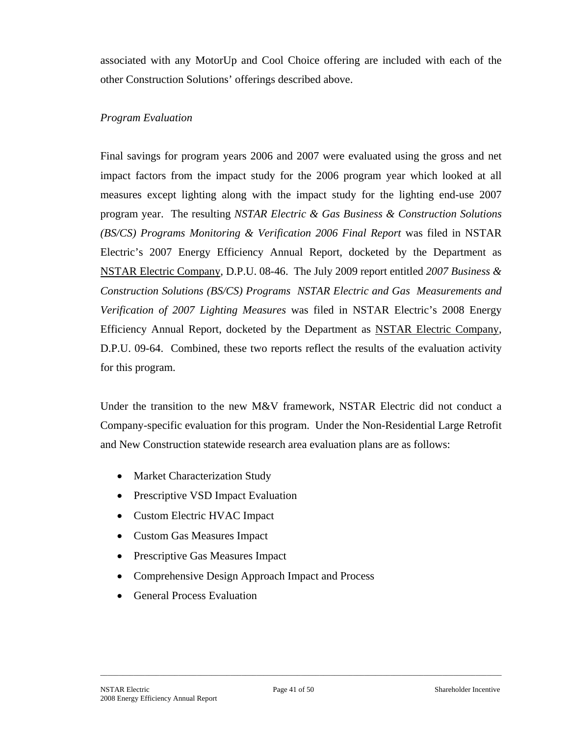associated with any MotorUp and Cool Choice offering are included with each of the other Construction Solutions' offerings described above.

*Program Evaluation*

Final savings for program years 2006 and 2007 were evaluated using the gross and net impact factors from the impact study for the 2006 program year which looked at all measures except lighting along with the impact study for the lighting end-use 2007 program year. The resulting *NSTAR Electric & Gas Business & Construction Solutions (BS/CS) Programs Monitoring & Verification 2006 Final Report* was filed in NSTAR Electric's 2007 Energy Efficiency Annual Report, docketed by the Department as NSTAR Electric Company, D.P.U. 08-46. The July 2009 report entitled *2007 Business & Construction Solutions (BS/CS) Programs NSTAR Electric and Gas Measurements and Verification of 2007 Lighting Measures* was filed in NSTAR Electric's 2008 Energy Efficiency Annual Report, docketed by the Department as NSTAR Electric Company, D.P.U. 09-64. Combined, these two reports reflect the results of the evaluation activity for this program.

Under the transition to the new M&V framework, NSTAR Electric did not conduct a Company-specific evaluation for this program. Under the Non-Residential Large Retrofit and New Construction statewide research area evaluation plans are as follows:

- Market Characterization Study
- Prescriptive VSD Impact Evaluation
- Custom Electric HVAC Impact
- Custom Gas Measures Impact
- Prescriptive Gas Measures Impact
- Comprehensive Design Approach Impact and Process
- General Process Evaluation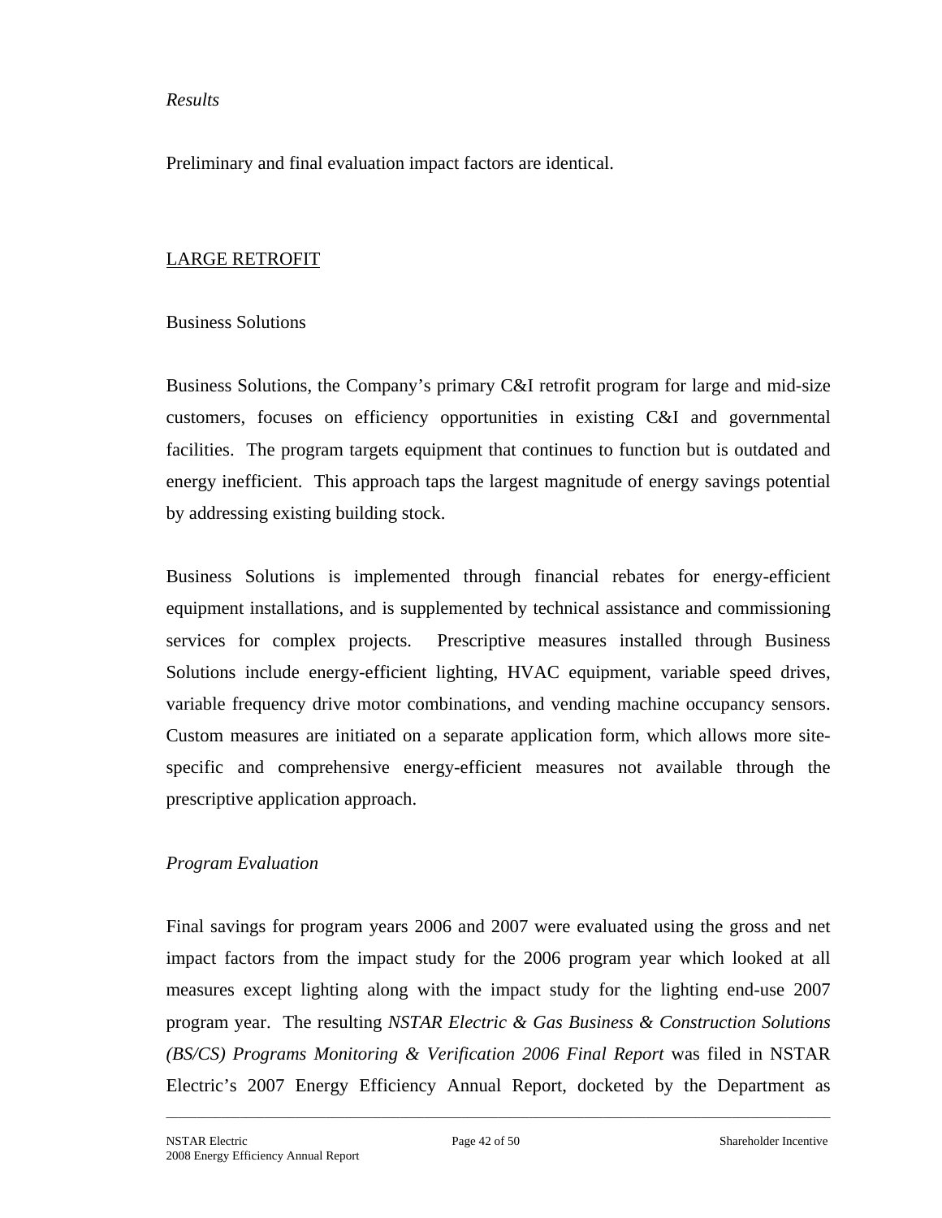*Results*

Preliminary and final evaluation impact factors are identical.

## LARGE RETROFIT

### Business Solutions

Business Solutions, the Company's primary C&I retrofit program for large and mid-size customers, focuses on efficiency opportunities in existing C&I and governmental facilities. The program targets equipment that continues to function but is outdated and energy inefficient. This approach taps the largest magnitude of energy savings potential by addressing existing building stock.

Business Solutions is implemented through financial rebates for energy-efficient equipment installations, and is supplemented by technical assistance and commissioning services for complex projects. Prescriptive measures installed through Business Solutions include energy-efficient lighting, HVAC equipment, variable speed drives, variable frequency drive motor combinations, and vending machine occupancy sensors. Custom measures are initiated on a separate application form, which allows more site-specific and comprehensive energy-efficient measures not available through the prescriptive application approach.

*Program Evaluation*

Final savings for program years 2006 and 2007 were evaluated using the gross and net impact factors from the impact study for the 2006 program year which looked at all measures except lighting along with the impact study for the lighting end-use 2007 program year. The resulting *NSTAR Electric & Gas Business & Construction Solutions (BS/CS) Programs Monitoring & Verification 2006 Final Report* was filed in NSTAR Electric's 2007 Energy Efficiency Annual Report, docketed by the Department as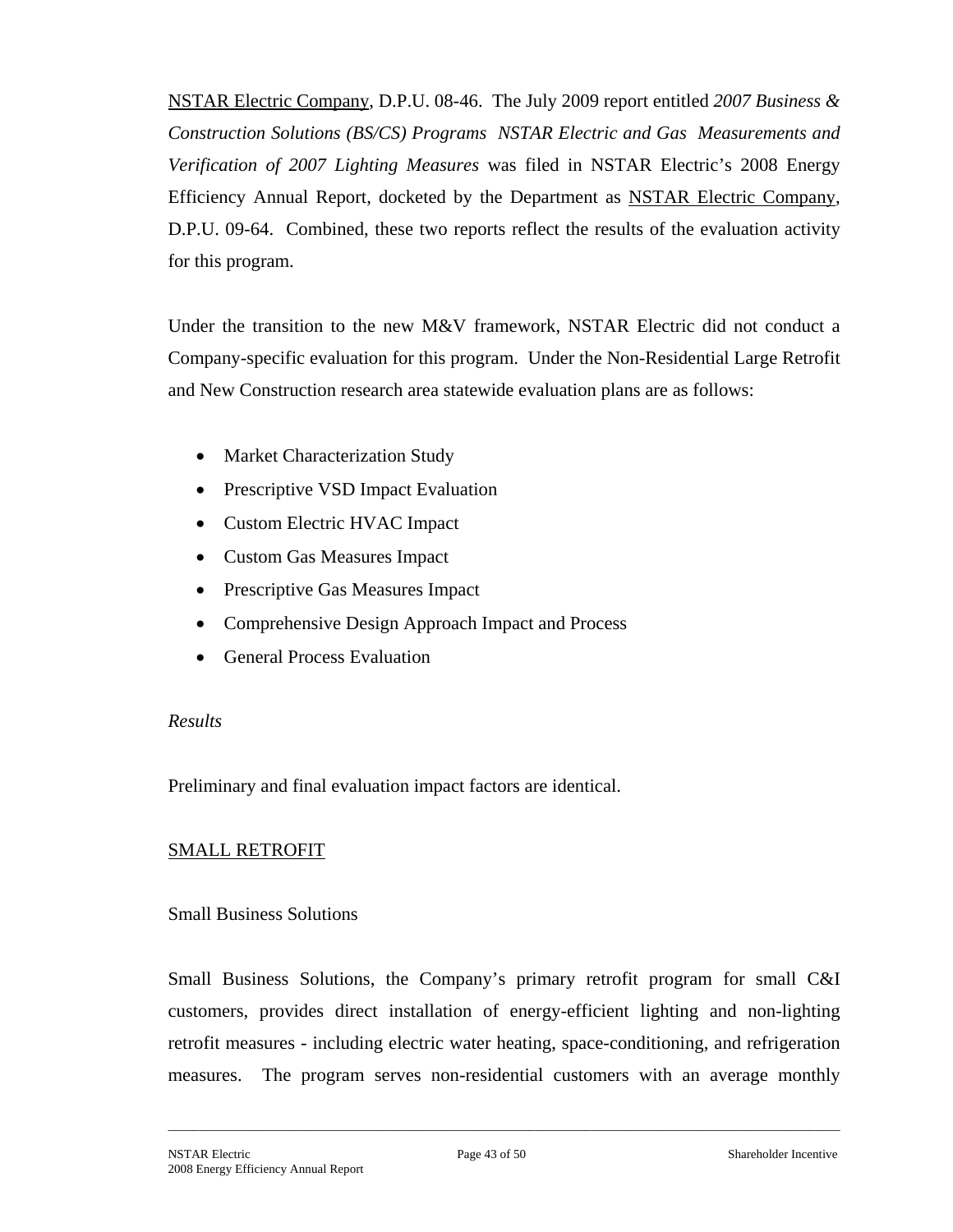NSTAR Electric Company, D.P.U. 08-46. The July 2009 report entitled *2007 Business & Construction Solutions (BS/CS) Programs NSTAR Electric and Gas Measurements and Verification of 2007 Lighting Measures* was filed in NSTAR Electric's 2008 Energy Efficiency Annual Report, docketed by the Department as NSTAR Electric Company, D.P.U. 09-64. Combined, these two reports reflect the results of the evaluation activity for this program.

Under the transition to the new M&V framework, NSTAR Electric did not conduct a Company-specific evaluation for this program. Under the Non-Residential Large Retrofit and New Construction research area statewide evaluation plans are as follows:

- Market Characterization Study
- Prescriptive VSD Impact Evaluation
- Custom Electric HVAC Impact
- Custom Gas Measures Impact
- Prescriptive Gas Measures Impact
- Comprehensive Design Approach Impact and Process
- General Process Evaluation

*Results*

Preliminary and final evaluation impact factors are identical.

## SMALL RETROFIT

### Small Business Solutions

Small Business Solutions, the Company's primary retrofit program for small C&I customers, provides direct installation of energy-efficient lighting and non-lighting retrofit measures - including electric water heating, space-conditioning, and refrigeration measures. The program serves non-residential customers with an average monthly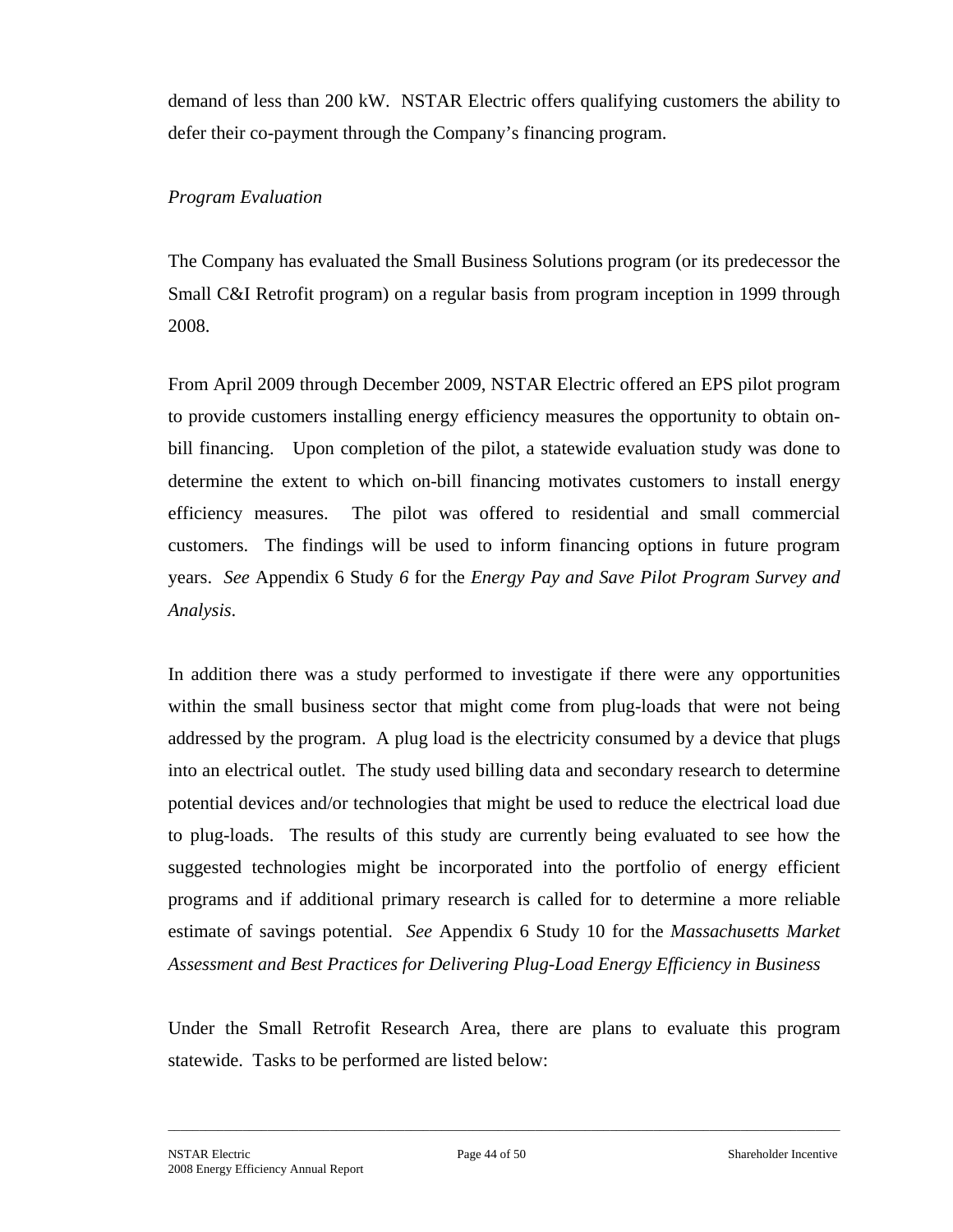demand of less than 200 kW. NSTAR Electric offers qualifying customers the ability to defer their co-payment through the Company's financing program.

*Program Evaluation*

The Company has evaluated the Small Business Solutions program (or its predecessor the Small C&I Retrofit program) on a regular basis from program inception in 1999 through 2008.

From April 2009 through December 2009, NSTAR Electric offered an EPS pilot program to provide customers installing energy efficiency measures the opportunity to obtain on-bill financing. Upon completion of the pilot, a statewide evaluation study was done to determine the extent to which on-bill financing motivates customers to install energy efficiency measures. The pilot was offered to residential and small commercial customers. The findings will be used to inform financing options in future program years. *See* Appendix 6 Study *6* for the *Energy Pay and Save Pilot Program Survey and Analysis*.

In addition there was a study performed to investigate if there were any opportunities within the small business sector that might come from plug-loads that were not being addressed by the program. A plug load is the electricity consumed by a device that plugs into an electrical outlet. The study used billing data and secondary research to determine potential devices and/or technologies that might be used to reduce the electrical load due to plug-loads. The results of this study are currently being evaluated to see how the suggested technologies might be incorporated into the portfolio of energy efficient programs and if additional primary research is called for to determine a more reliable estimate of savings potential. *See* Appendix 6 Study 10 for the *Massachusetts Market Assessment and Best Practices for Delivering Plug-Load Energy Efficiency in Business*

Under the Small Retrofit Research Area, there are plans to evaluate this program statewide. Tasks to be performed are listed below: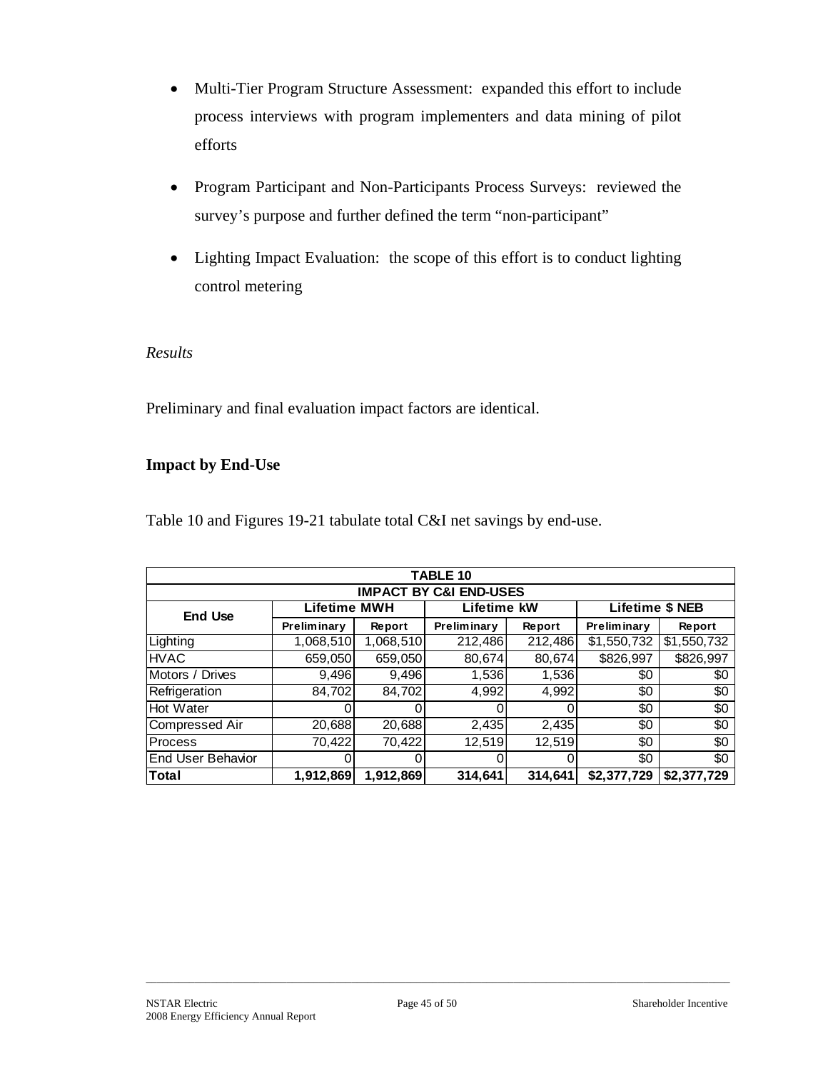- Multi-Tier Program Structure Assessment: expanded this effort to include process interviews with program implementers and data mining of pilot efforts

- Program Participant and Non-Participants Process Surveys: reviewed the survey's purpose and further defined the term "non-participant"

- Lighting Impact Evaluation: the scope of this effort is to conduct lighting control metering

*Results*

Preliminary and final evaluation impact factors are identical.

**Impact by End-Use**

Table 10 and Figures 19-21 tabulate total C&I net savings by end-use.

| TABLE 10 | | | | | | |
|---|---|---|---|---|---|---|
| **IMPACT BY C&I END-USES** | | | | | | |
| **End Use** | **Lifetime MWH** | | **Lifetime kW** | | **Lifetime $ NEB** | |
| | **Preliminary** | **Report** | **Preliminary** | **Report** | **Preliminary** | **Report** |
| Lighting | 1,068,510 | 1,068,510 | 212,486 | 212,486 | $1,550,732 | $1,550,732 |
| HVAC | 659,050 | 659,050 | 80,674 | 80,674 | $826,997 | $826,997 |
| Motors / Drives | 9,496 | 9,496 | 1,536 | 1,536 | $0 | $0 |
| Refrigeration | 84,702 | 84,702 | 4,992 | 4,992 | $0 | $0 |
| Hot Water | 0 | 0 | 0 | 0 | $0 | $0 |
| Compressed Air | 20,688 | 20,688 | 2,435 | 2,435 | $0 | $0 |
| Process | 70,422 | 70,422 | 12,519 | 12,519 | $0 | $0 |
| End User Behavior | 0 | 0 | 0 | 0 | $0 | $0 |
| **Total** | **1,912,869** | **1,912,869** | **314,641** | **314,641** | **$2,377,729** | **$2,377,729** |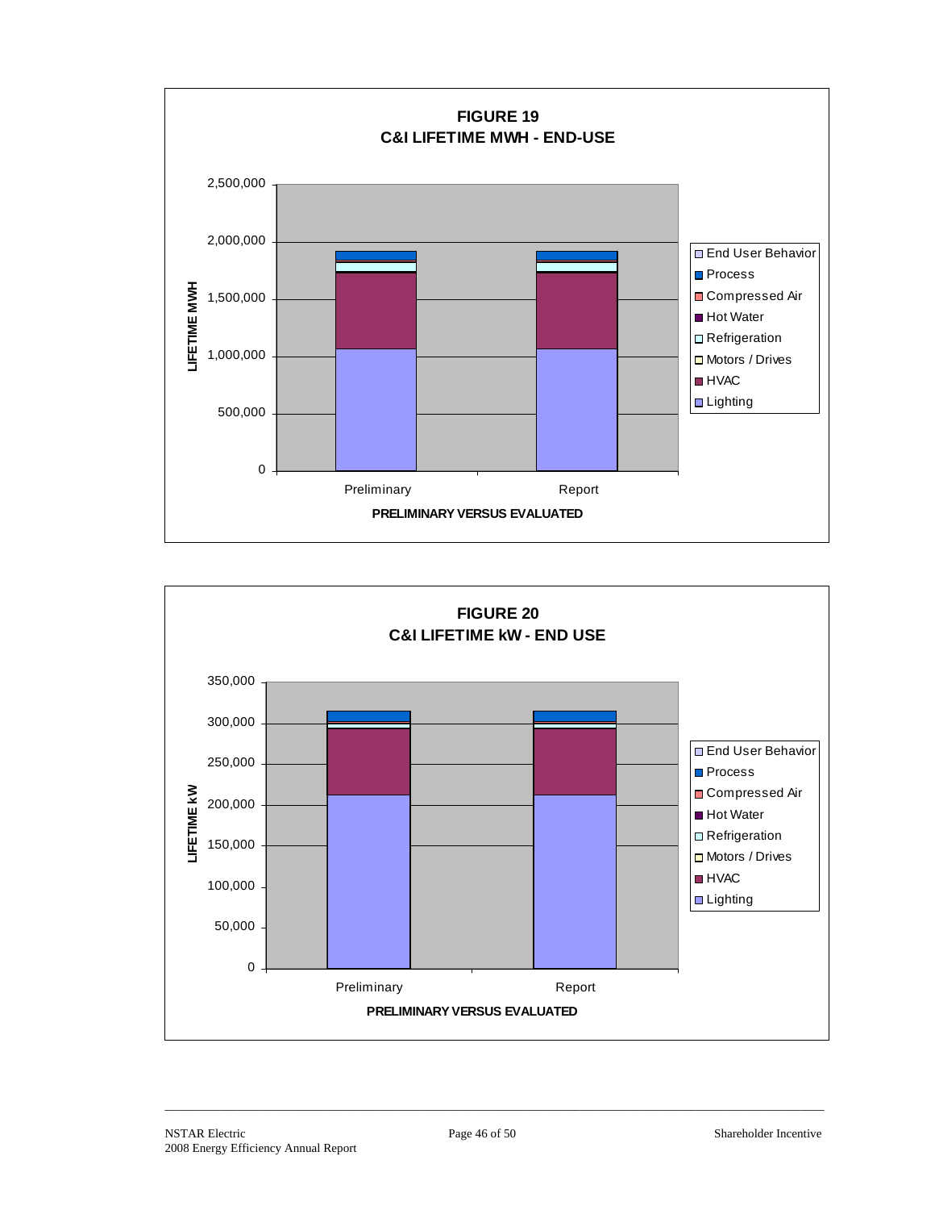**FIGURE 19**
**C&I LIFETIME MWH - END-USE**

LIFETIME MWH

2,500,000
2,000,000
1,500,000
1,000,000
500,000
0

Preliminary | Report

PRELIMINARY VERSUS EVALUATED

- End User Behavior
- Process
- Compressed Air
- Hot Water
- Refrigeration
- Motors / Drives
- HVAC
- Lighting

**FIGURE 20**
**C&I LIFETIME kW - END USE**

LIFETIME kW

350,000
300,000
250,000
200,000
150,000
100,000
50,000
0

Preliminary | Report

PRELIMINARY VERSUS EVALUATED

- End User Behavior
- Process
- Compressed Air
- Hot Water
- Refrigeration
- Motors / Drives
- HVAC
- Lighting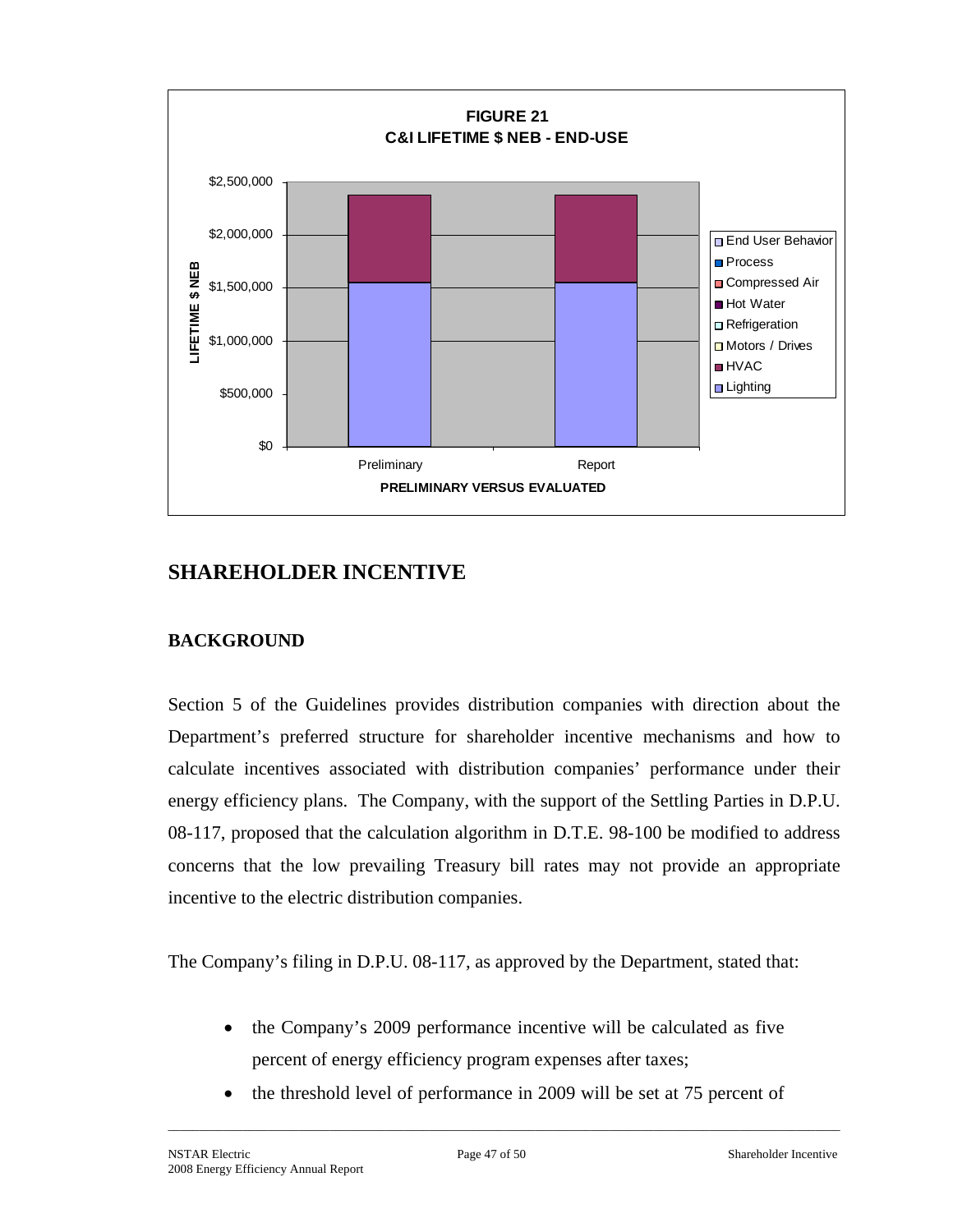**FIGURE 21**
**C&I LIFETIME $ NEB - END-USE**

| | Preliminary | Report |
|---|---|---|
| Lighting | ~$1,550,000 | ~$1,550,000 |
| HVAC | ~$825,000 | ~$825,000 |
| Total | ~$2,375,000 | ~$2,375,000 |

Legend: End User Behavior, Process, Compressed Air, Hot Water, Refrigeration, Motors / Drives, HVAC, Lighting

Y-axis: LIFETIME $ NEB ($0 – $2,500,000)

X-axis: PRELIMINARY VERSUS EVALUATED

## SHAREHOLDER INCENTIVE

### BACKGROUND

Section 5 of the Guidelines provides distribution companies with direction about the Department's preferred structure for shareholder incentive mechanisms and how to calculate incentives associated with distribution companies' performance under their energy efficiency plans. The Company, with the support of the Settling Parties in D.P.U. 08-117, proposed that the calculation algorithm in D.T.E. 98-100 be modified to address concerns that the low prevailing Treasury bill rates may not provide an appropriate incentive to the electric distribution companies.

The Company's filing in D.P.U. 08-117, as approved by the Department, stated that:

- the Company's 2009 performance incentive will be calculated as five percent of energy efficiency program expenses after taxes;
- the threshold level of performance in 2009 will be set at 75 percent of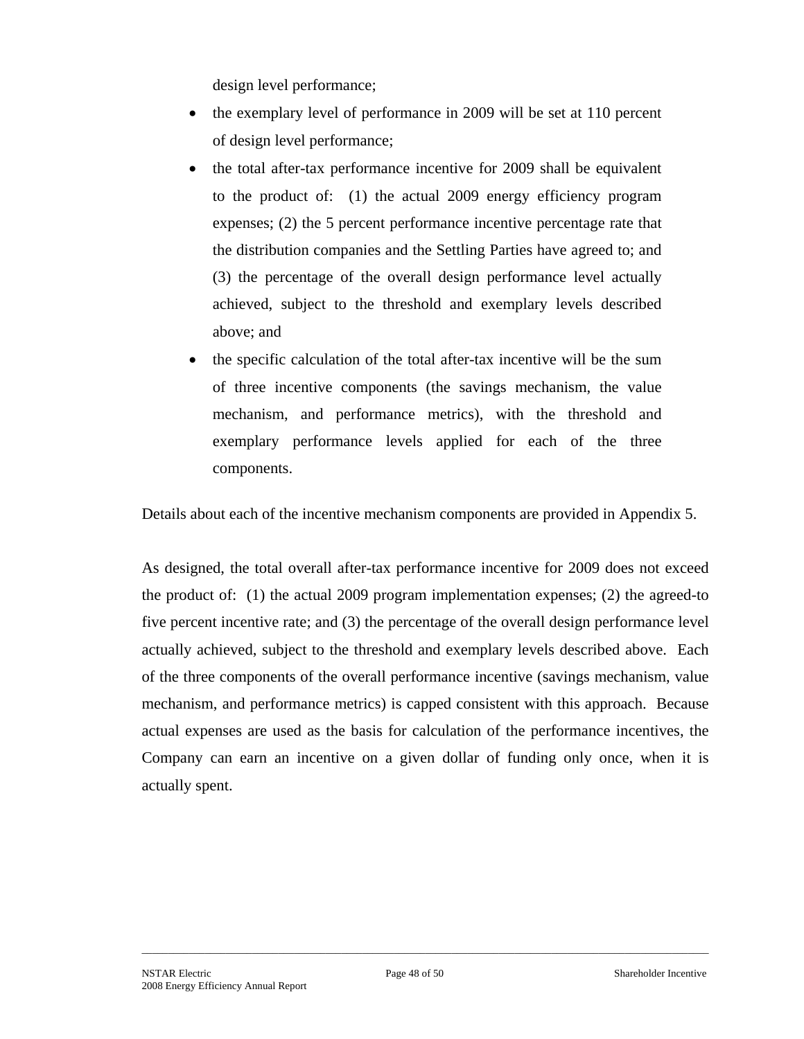design level performance;

- the exemplary level of performance in 2009 will be set at 110 percent of design level performance;
- the total after-tax performance incentive for 2009 shall be equivalent to the product of: (1) the actual 2009 energy efficiency program expenses; (2) the 5 percent performance incentive percentage rate that the distribution companies and the Settling Parties have agreed to; and (3) the percentage of the overall design performance level actually achieved, subject to the threshold and exemplary levels described above; and
- the specific calculation of the total after-tax incentive will be the sum of three incentive components (the savings mechanism, the value mechanism, and performance metrics), with the threshold and exemplary performance levels applied for each of the three components.

Details about each of the incentive mechanism components are provided in Appendix 5.

As designed, the total overall after-tax performance incentive for 2009 does not exceed the product of: (1) the actual 2009 program implementation expenses; (2) the agreed-to five percent incentive rate; and (3) the percentage of the overall design performance level actually achieved, subject to the threshold and exemplary levels described above. Each of the three components of the overall performance incentive (savings mechanism, value mechanism, and performance metrics) is capped consistent with this approach. Because actual expenses are used as the basis for calculation of the performance incentives, the Company can earn an incentive on a given dollar of funding only once, when it is actually spent.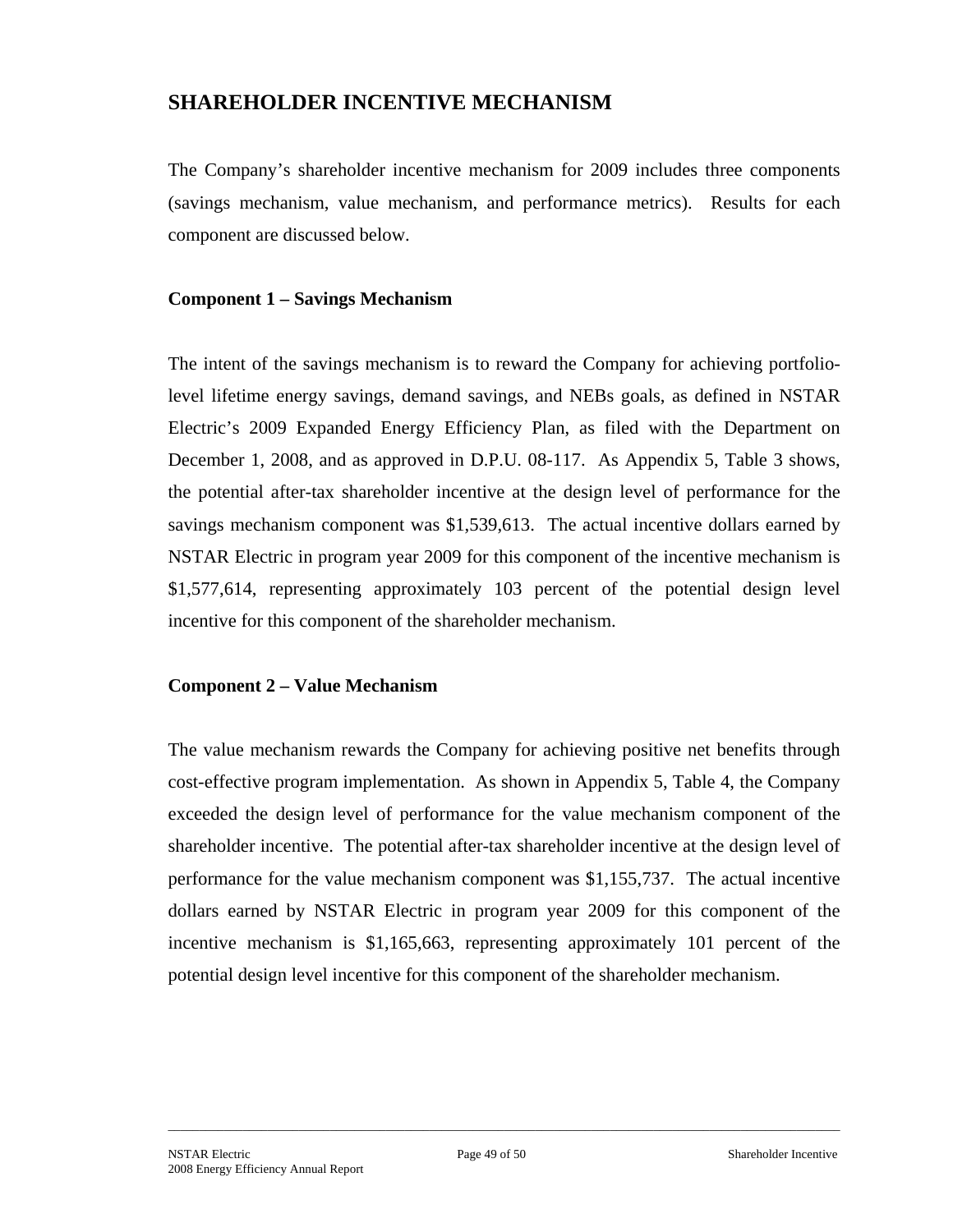## SHAREHOLDER INCENTIVE MECHANISM

The Company's shareholder incentive mechanism for 2009 includes three components (savings mechanism, value mechanism, and performance metrics). Results for each component are discussed below.

### Component 1 – Savings Mechanism

The intent of the savings mechanism is to reward the Company for achieving portfolio-level lifetime energy savings, demand savings, and NEBs goals, as defined in NSTAR Electric's 2009 Expanded Energy Efficiency Plan, as filed with the Department on December 1, 2008, and as approved in D.P.U. 08-117. As Appendix 5, Table 3 shows, the potential after-tax shareholder incentive at the design level of performance for the savings mechanism component was $1,539,613. The actual incentive dollars earned by NSTAR Electric in program year 2009 for this component of the incentive mechanism is $1,577,614, representing approximately 103 percent of the potential design level incentive for this component of the shareholder mechanism.

### Component 2 – Value Mechanism

The value mechanism rewards the Company for achieving positive net benefits through cost-effective program implementation. As shown in Appendix 5, Table 4, the Company exceeded the design level of performance for the value mechanism component of the shareholder incentive. The potential after-tax shareholder incentive at the design level of performance for the value mechanism component was $1,155,737. The actual incentive dollars earned by NSTAR Electric in program year 2009 for this component of the incentive mechanism is $1,165,663, representing approximately 101 percent of the potential design level incentive for this component of the shareholder mechanism.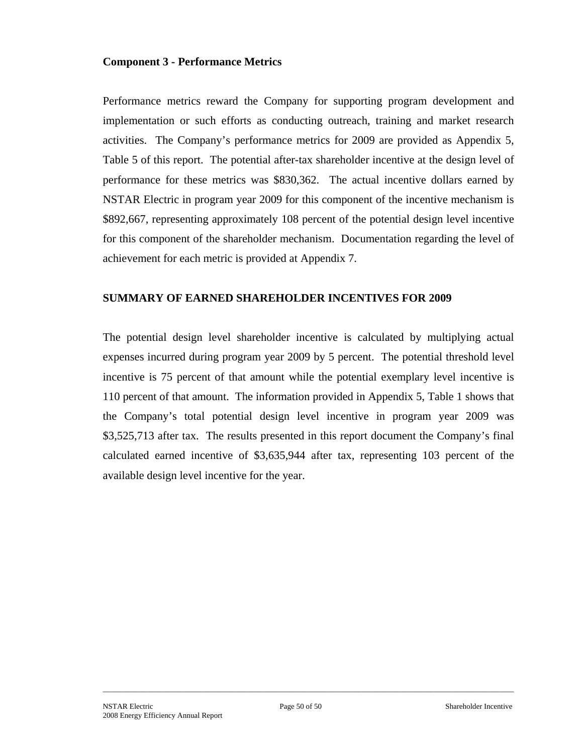### Component 3 - Performance Metrics

Performance metrics reward the Company for supporting program development and implementation or such efforts as conducting outreach, training and market research activities. The Company's performance metrics for 2009 are provided as Appendix 5, Table 5 of this report. The potential after-tax shareholder incentive at the design level of performance for these metrics was $830,362. The actual incentive dollars earned by NSTAR Electric in program year 2009 for this component of the incentive mechanism is $892,667, representing approximately 108 percent of the potential design level incentive for this component of the shareholder mechanism. Documentation regarding the level of achievement for each metric is provided at Appendix 7.

## SUMMARY OF EARNED SHAREHOLDER INCENTIVES FOR 2009

The potential design level shareholder incentive is calculated by multiplying actual expenses incurred during program year 2009 by 5 percent. The potential threshold level incentive is 75 percent of that amount while the potential exemplary level incentive is 110 percent of that amount. The information provided in Appendix 5, Table 1 shows that the Company's total potential design level incentive in program year 2009 was $3,525,713 after tax. The results presented in this report document the Company's final calculated earned incentive of $3,635,944 after tax, representing 103 percent of the available design level incentive for the year.